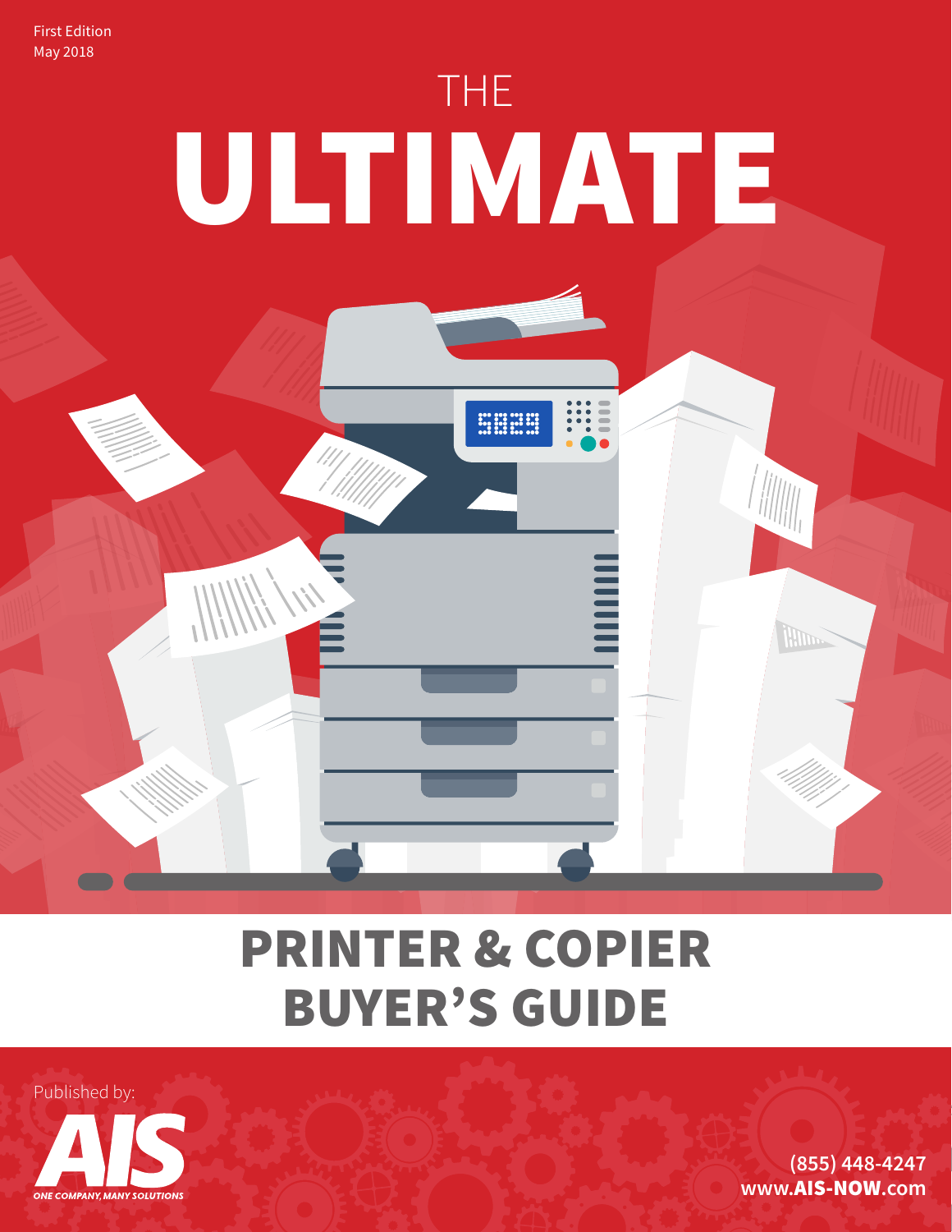First Edition
May 2018

# THE ULTIMATE

# PRINTER & COPIER BUYER'S GUIDE

Published by:

AIS

ONE COMPANY, MANY SOLUTIONS

(855) 448-4247
www.AIS-NOW.com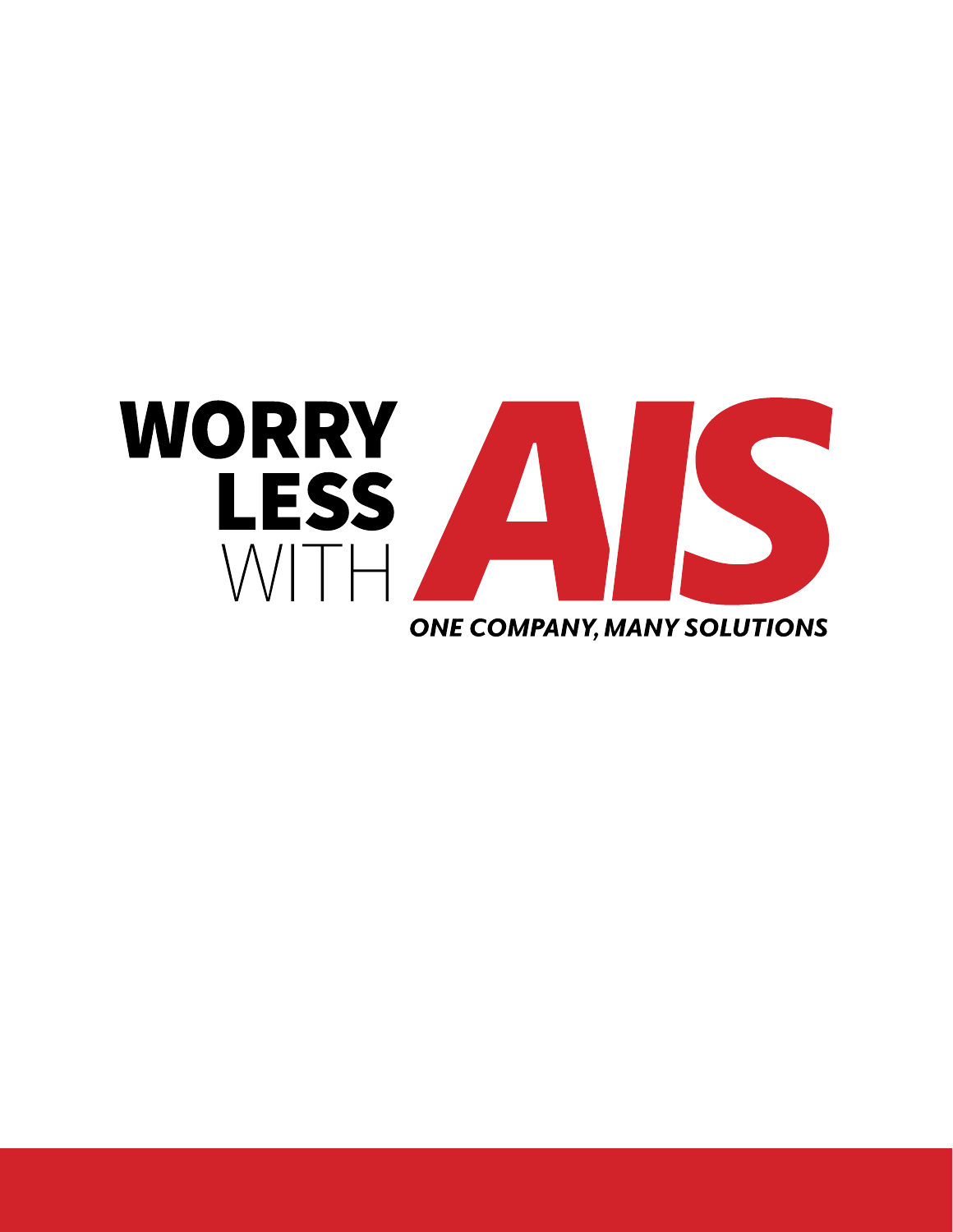# WORRY LESS WITH AIS

***ONE COMPANY, MANY SOLUTIONS***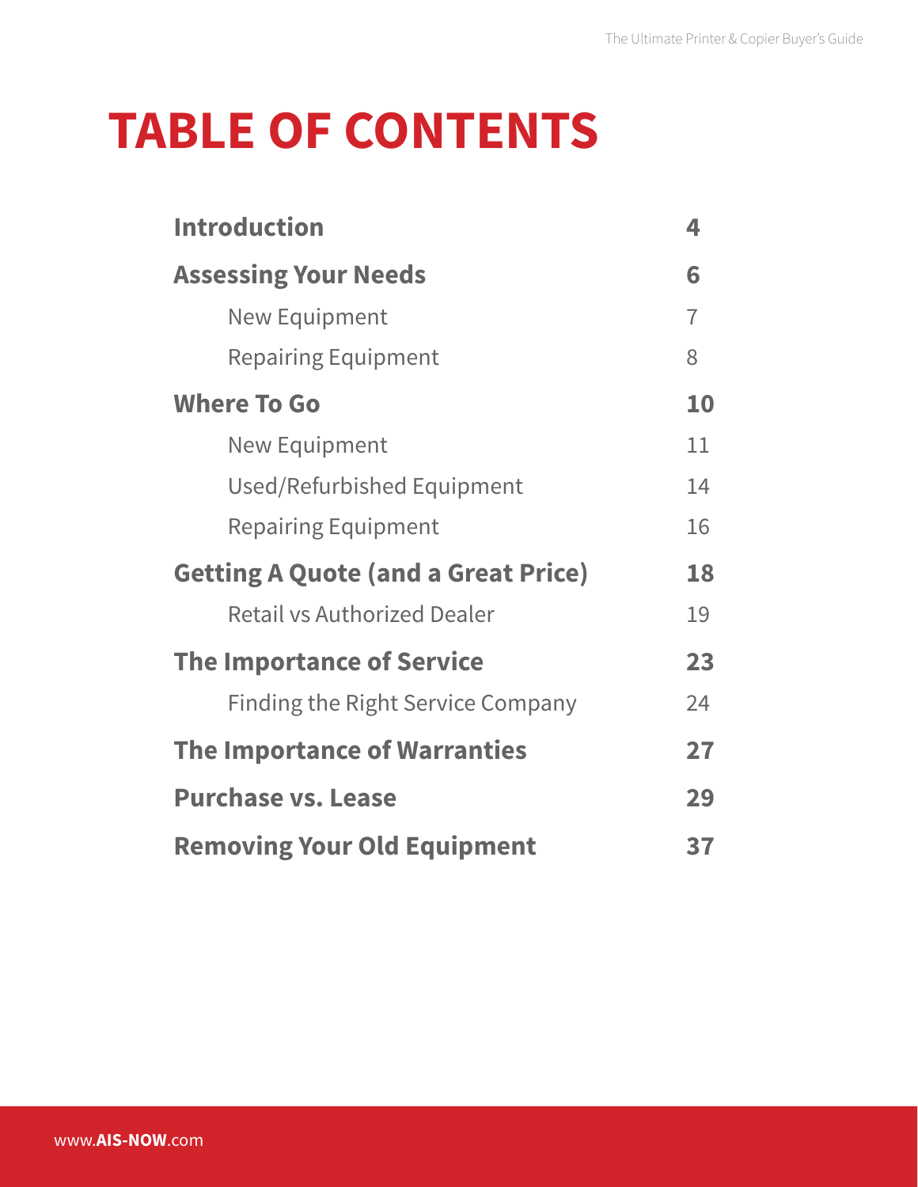# TABLE OF CONTENTS

| | |
|---|---|
| **Introduction** | **4** |
| **Assessing Your Needs** | **6** |
| New Equipment | 7 |
| Repairing Equipment | 8 |
| **Where To Go** | **10** |
| New Equipment | 11 |
| Used/Refurbished Equipment | 14 |
| Repairing Equipment | 16 |
| **Getting A Quote (and a Great Price)** | **18** |
| Retail vs Authorized Dealer | 19 |
| **The Importance of Service** | **23** |
| Finding the Right Service Company | 24 |
| **The Importance of Warranties** | **27** |
| **Purchase vs. Lease** | **29** |
| **Removing Your Old Equipment** | **37** |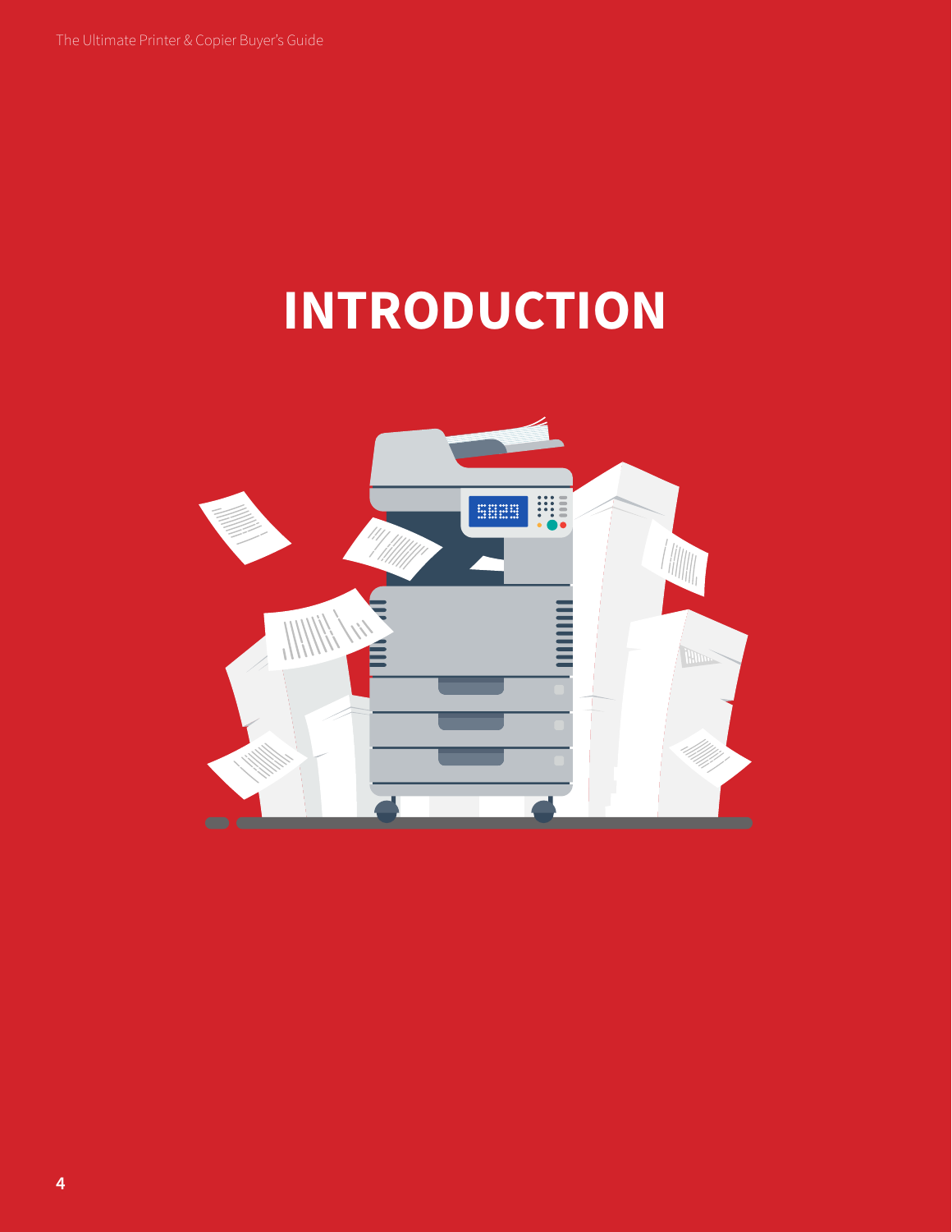# INTRODUCTION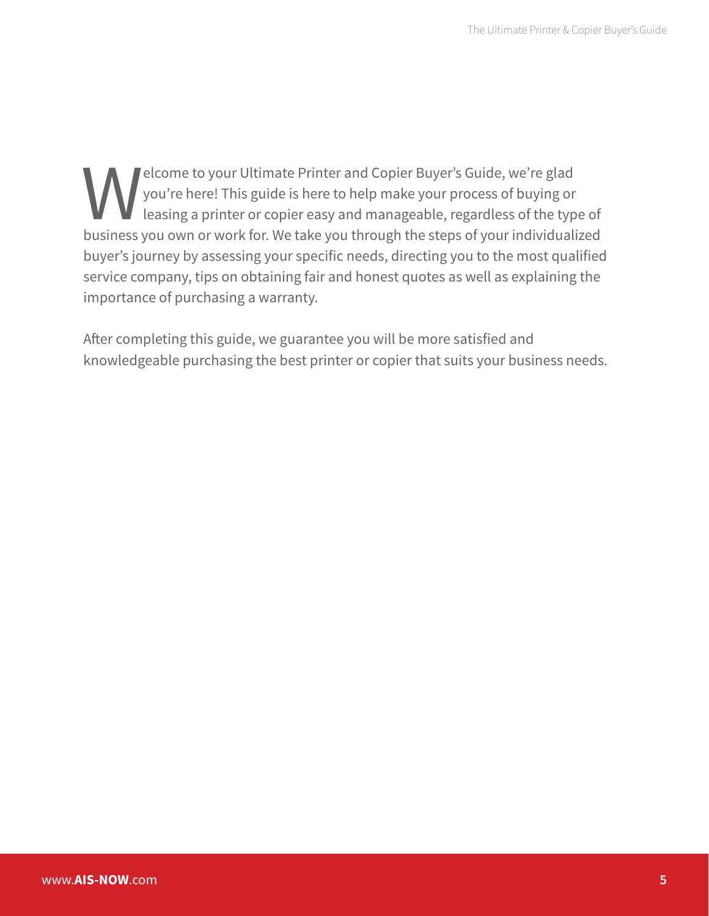Welcome to your Ultimate Printer and Copier Buyer's Guide, we're glad you're here! This guide is here to help make your process of buying or leasing a printer or copier easy and manageable, regardless of the type of business you own or work for. We take you through the steps of your individualized buyer's journey by assessing your specific needs, directing you to the most qualified service company, tips on obtaining fair and honest quotes as well as explaining the importance of purchasing a warranty.

After completing this guide, we guarantee you will be more satisfied and knowledgeable purchasing the best printer or copier that suits your business needs.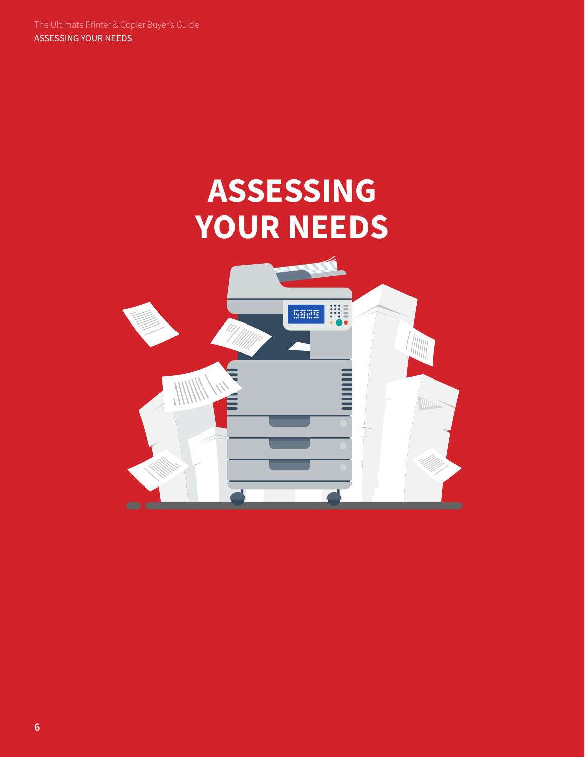# ASSESSING YOUR NEEDS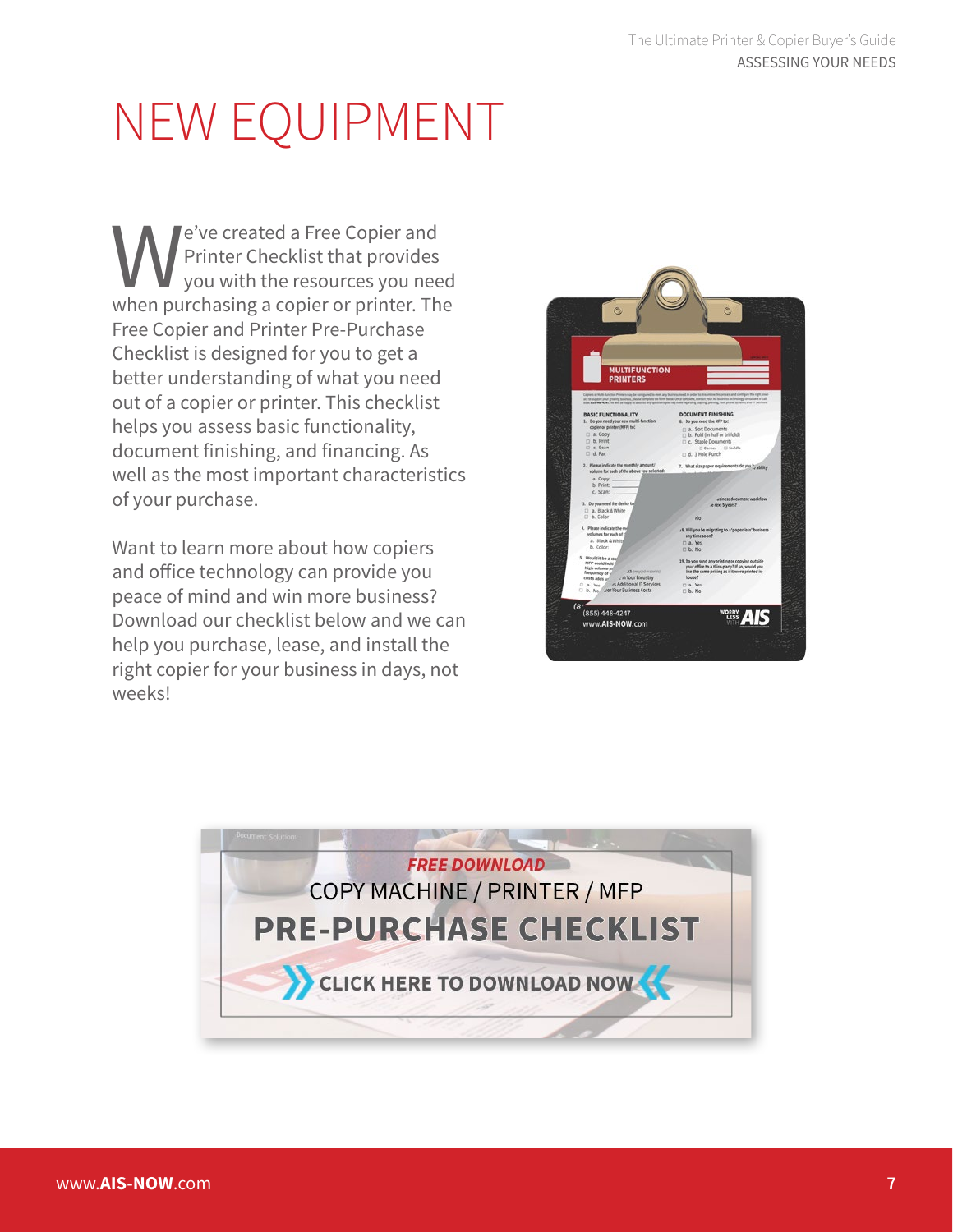# NEW EQUIPMENT

We've created a Free Copier and Printer Checklist that provides you with the resources you need when purchasing a copier or printer. The Free Copier and Printer Pre-Purchase Checklist is designed for you to get a better understanding of what you need out of a copier or printer. This checklist helps you assess basic functionality, document finishing, and financing. As well as the most important characteristics of your purchase.

Want to learn more about how copiers and office technology can provide you peace of mind and win more business? Download our checklist below and we can help you purchase, lease, and install the right copier for your business in days, not weeks!

*FREE DOWNLOAD*

COPY MACHINE / PRINTER / MFP

**PRE-PURCHASE CHECKLIST**

**CLICK HERE TO DOWNLOAD NOW**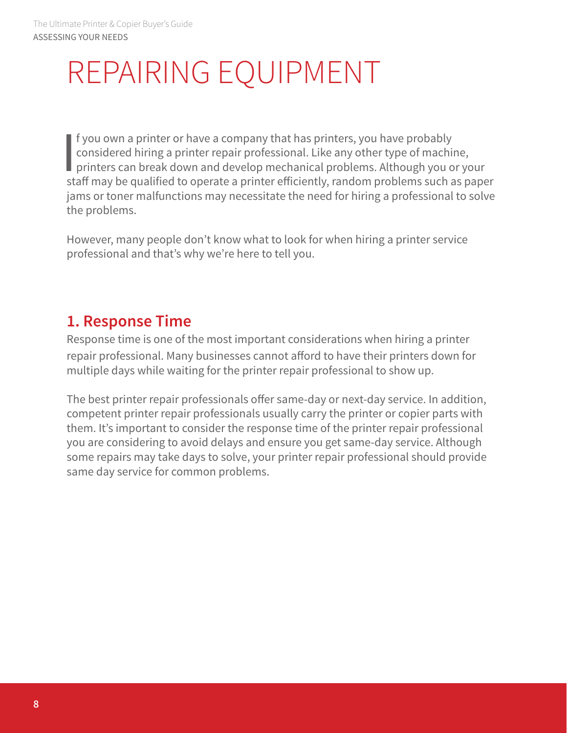# REPAIRING EQUIPMENT

If you own a printer or have a company that has printers, you have probably considered hiring a printer repair professional. Like any other type of machine, printers can break down and develop mechanical problems. Although you or your staff may be qualified to operate a printer efficiently, random problems such as paper jams or toner malfunctions may necessitate the need for hiring a professional to solve the problems.

However, many people don't know what to look for when hiring a printer service professional and that's why we're here to tell you.

## 1. Response Time

Response time is one of the most important considerations when hiring a printer repair professional. Many businesses cannot afford to have their printers down for multiple days while waiting for the printer repair professional to show up.

The best printer repair professionals offer same-day or next-day service. In addition, competent printer repair professionals usually carry the printer or copier parts with them. It's important to consider the response time of the printer repair professional you are considering to avoid delays and ensure you get same-day service. Although some repairs may take days to solve, your printer repair professional should provide same day service for common problems.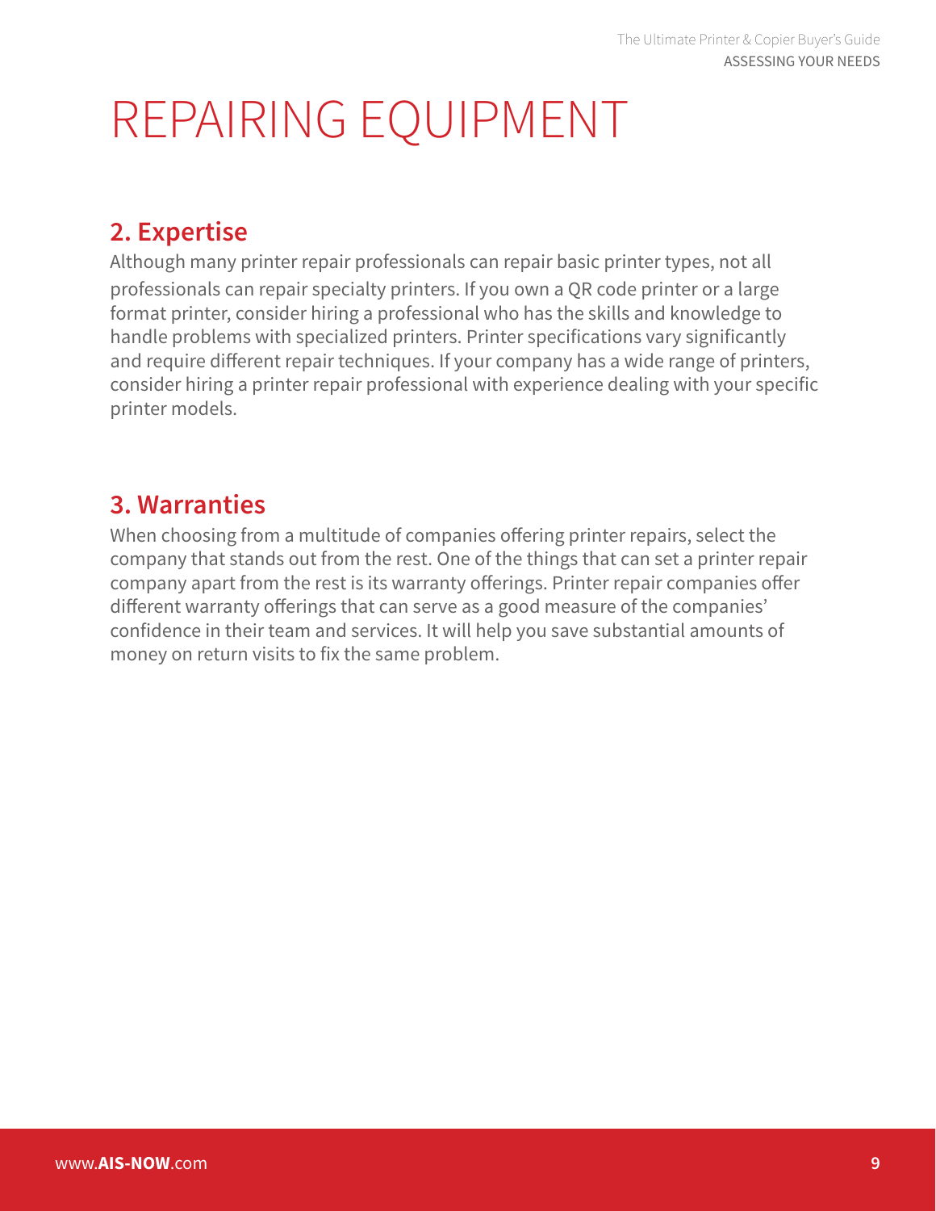# REPAIRING EQUIPMENT

## 2. Expertise

Although many printer repair professionals can repair basic printer types, not all professionals can repair specialty printers. If you own a QR code printer or a large format printer, consider hiring a professional who has the skills and knowledge to handle problems with specialized printers. Printer specifications vary significantly and require different repair techniques. If your company has a wide range of printers, consider hiring a printer repair professional with experience dealing with your specific printer models.

## 3. Warranties

When choosing from a multitude of companies offering printer repairs, select the company that stands out from the rest. One of the things that can set a printer repair company apart from the rest is its warranty offerings. Printer repair companies offer different warranty offerings that can serve as a good measure of the companies' confidence in their team and services. It will help you save substantial amounts of money on return visits to fix the same problem.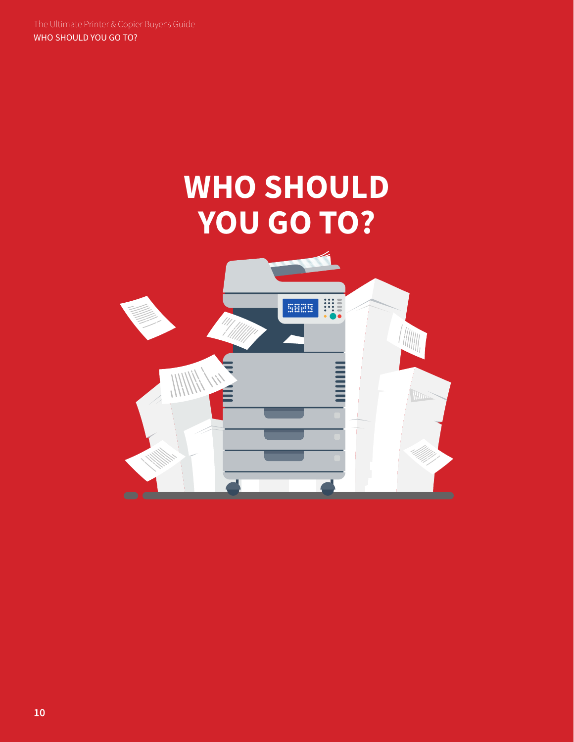# WHO SHOULD YOU GO TO?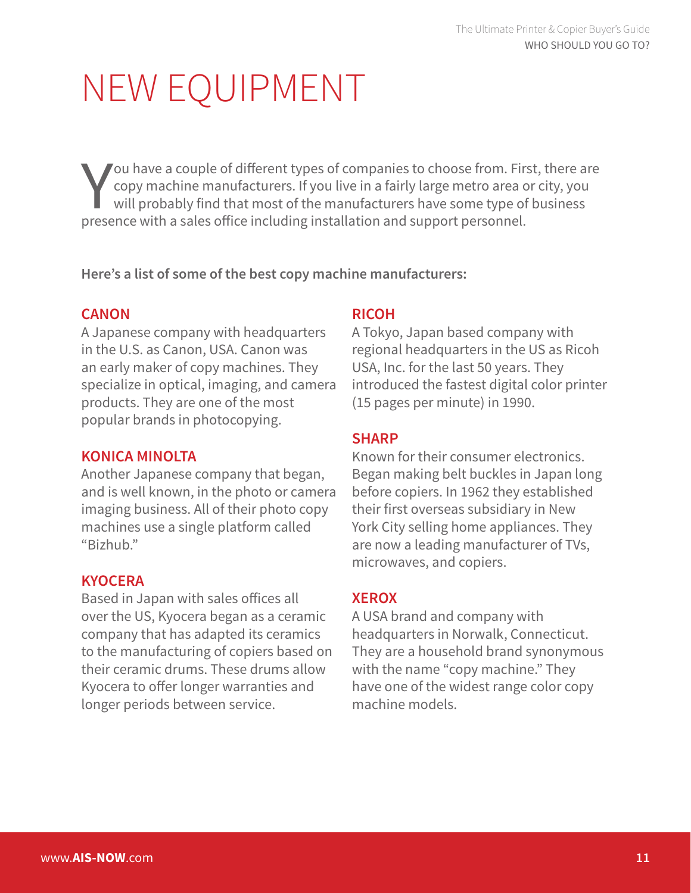# NEW EQUIPMENT

You have a couple of different types of companies to choose from. First, there are copy machine manufacturers. If you live in a fairly large metro area or city, you will probably find that most of the manufacturers have some type of business presence with a sales office including installation and support personnel.

**Here's a list of some of the best copy machine manufacturers:**

### CANON

A Japanese company with headquarters in the U.S. as Canon, USA. Canon was an early maker of copy machines. They specialize in optical, imaging, and camera products. They are one of the most popular brands in photocopying.

### KONICA MINOLTA

Another Japanese company that began, and is well known, in the photo or camera imaging business. All of their photo copy machines use a single platform called "Bizhub."

### KYOCERA

Based in Japan with sales offices all over the US, Kyocera began as a ceramic company that has adapted its ceramics to the manufacturing of copiers based on their ceramic drums. These drums allow Kyocera to offer longer warranties and longer periods between service.

### RICOH

A Tokyo, Japan based company with regional headquarters in the US as Ricoh USA, Inc. for the last 50 years. They introduced the fastest digital color printer (15 pages per minute) in 1990.

### SHARP

Known for their consumer electronics. Began making belt buckles in Japan long before copiers. In 1962 they established their first overseas subsidiary in New York City selling home appliances. They are now a leading manufacturer of TVs, microwaves, and copiers.

### XEROX

A USA brand and company with headquarters in Norwalk, Connecticut. They are a household brand synonymous with the name "copy machine." They have one of the widest range color copy machine models.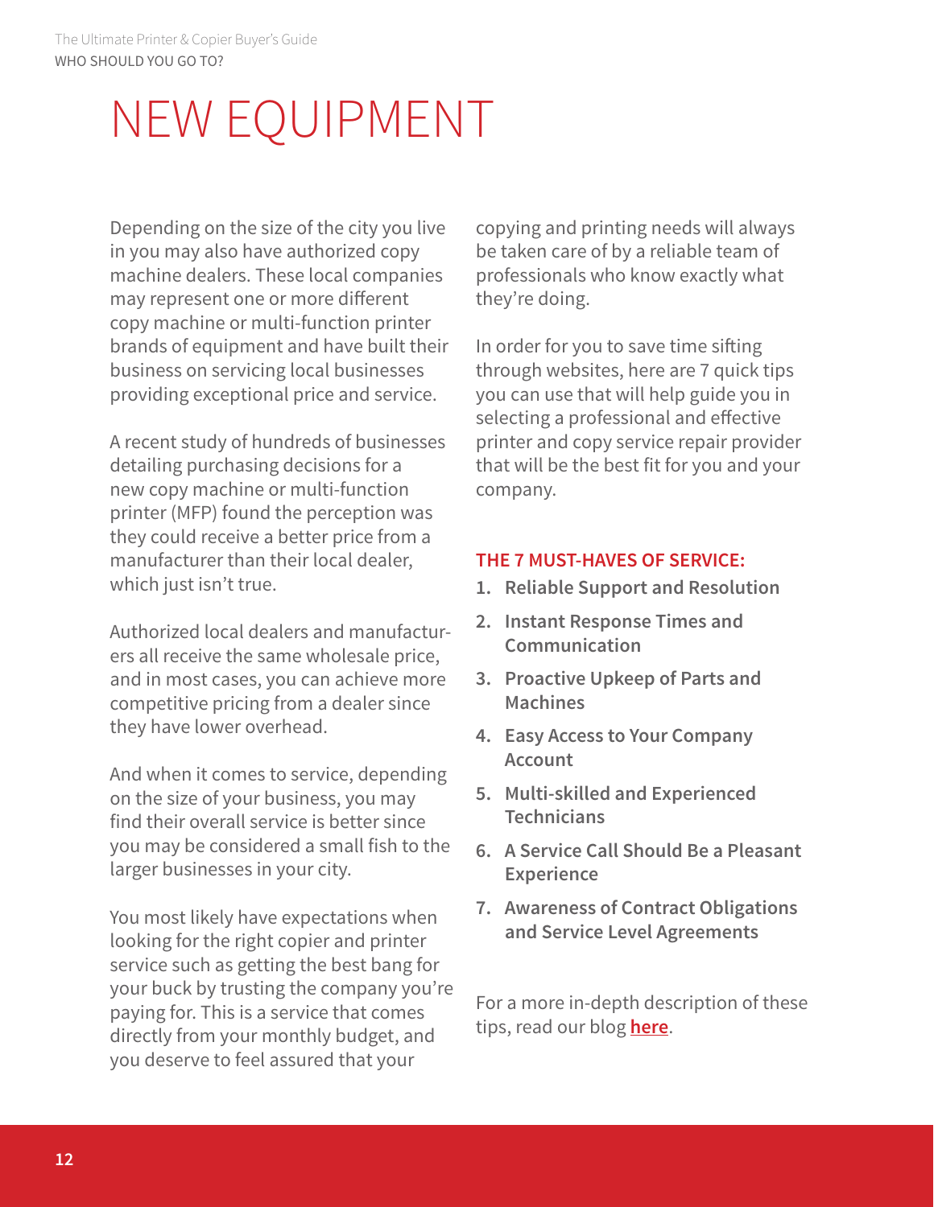# NEW EQUIPMENT

Depending on the size of the city you live in you may also have authorized copy machine dealers. These local companies may represent one or more different copy machine or multi-function printer brands of equipment and have built their business on servicing local businesses providing exceptional price and service.

A recent study of hundreds of businesses detailing purchasing decisions for a new copy machine or multi-function printer (MFP) found the perception was they could receive a better price from a manufacturer than their local dealer, which just isn't true.

Authorized local dealers and manufacturers all receive the same wholesale price, and in most cases, you can achieve more competitive pricing from a dealer since they have lower overhead.

And when it comes to service, depending on the size of your business, you may find their overall service is better since you may be considered a small fish to the larger businesses in your city.

You most likely have expectations when looking for the right copier and printer service such as getting the best bang for your buck by trusting the company you're paying for. This is a service that comes directly from your monthly budget, and you deserve to feel assured that your copying and printing needs will always be taken care of by a reliable team of professionals who know exactly what they're doing.

In order for you to save time sifting through websites, here are 7 quick tips you can use that will help guide you in selecting a professional and effective printer and copy service repair provider that will be the best fit for you and your company.

**THE 7 MUST-HAVES OF SERVICE:**

1. **Reliable Support and Resolution**
2. **Instant Response Times and Communication**
3. **Proactive Upkeep of Parts and Machines**
4. **Easy Access to Your Company Account**
5. **Multi-skilled and Experienced Technicians**
6. **A Service Call Should Be a Pleasant Experience**
7. **Awareness of Contract Obligations and Service Level Agreements**

For a more in-depth description of these tips, read our blog **here**.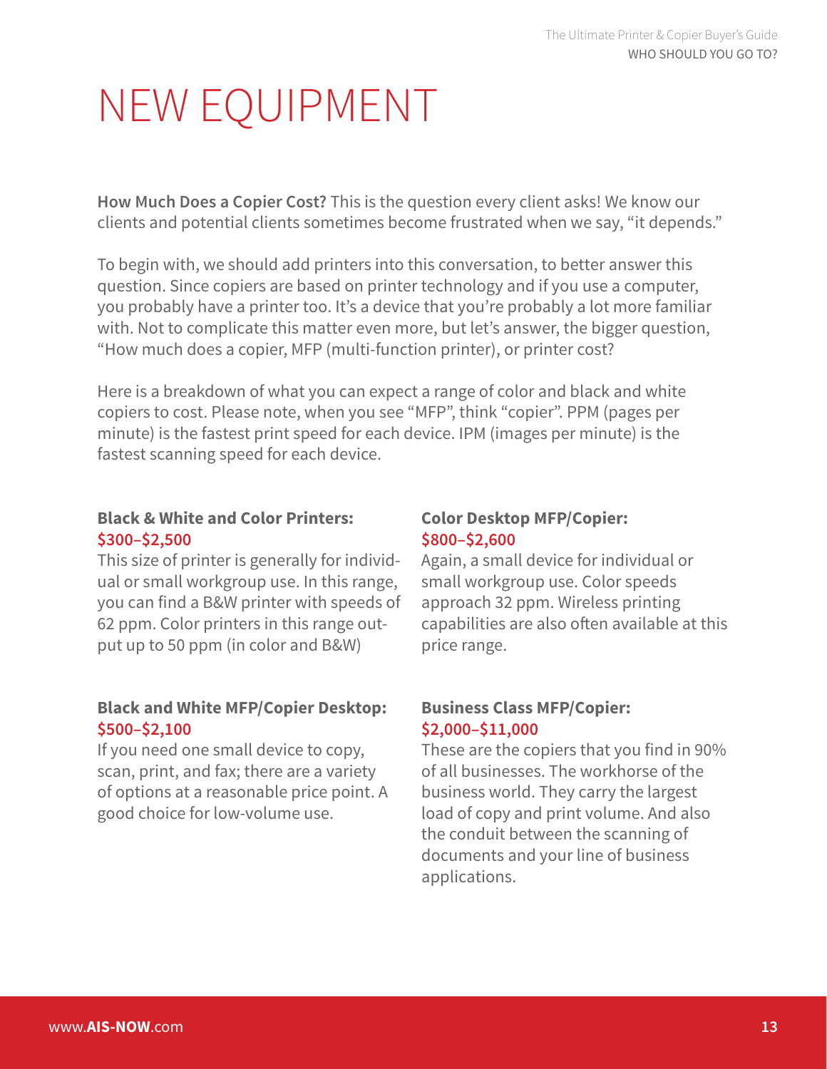# NEW EQUIPMENT

**How Much Does a Copier Cost?** This is the question every client asks! We know our clients and potential clients sometimes become frustrated when we say, "it depends."

To begin with, we should add printers into this conversation, to better answer this question. Since copiers are based on printer technology and if you use a computer, you probably have a printer too. It's a device that you're probably a lot more familiar with. Not to complicate this matter even more, but let's answer, the bigger question, "How much does a copier, MFP (multi-function printer), or printer cost?

Here is a breakdown of what you can expect a range of color and black and white copiers to cost. Please note, when you see "MFP", think "copier". PPM (pages per minute) is the fastest print speed for each device. IPM (images per minute) is the fastest scanning speed for each device.

**Black & White and Color Printers:**
**$300–$2,500**
This size of printer is generally for individual or small workgroup use. In this range, you can find a B&W printer with speeds of 62 ppm. Color printers in this range output up to 50 ppm (in color and B&W)

**Black and White MFP/Copier Desktop:**
**$500–$2,100**
If you need one small device to copy, scan, print, and fax; there are a variety of options at a reasonable price point. A good choice for low-volume use.

**Color Desktop MFP/Copier:**
**$800–$2,600**
Again, a small device for individual or small workgroup use. Color speeds approach 32 ppm. Wireless printing capabilities are also often available at this price range.

**Business Class MFP/Copier:**
**$2,000–$11,000**
These are the copiers that you find in 90% of all businesses. The workhorse of the business world. They carry the largest load of copy and print volume. And also the conduit between the scanning of documents and your line of business applications.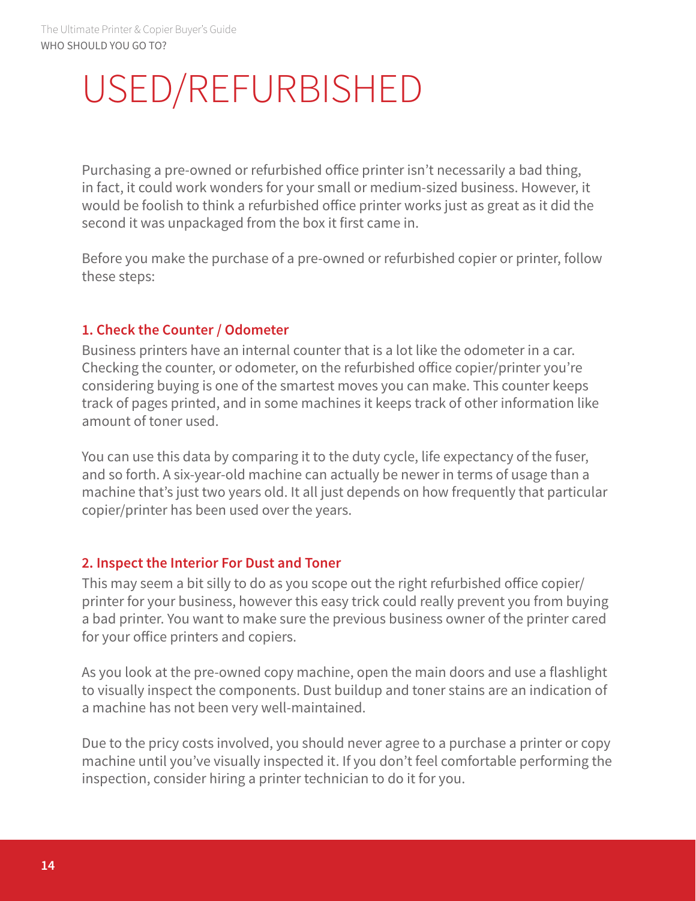# USED/REFURBISHED

Purchasing a pre-owned or refurbished office printer isn't necessarily a bad thing, in fact, it could work wonders for your small or medium-sized business. However, it would be foolish to think a refurbished office printer works just as great as it did the second it was unpackaged from the box it first came in.

Before you make the purchase of a pre-owned or refurbished copier or printer, follow these steps:

### 1. Check the Counter / Odometer

Business printers have an internal counter that is a lot like the odometer in a car. Checking the counter, or odometer, on the refurbished office copier/printer you're considering buying is one of the smartest moves you can make. This counter keeps track of pages printed, and in some machines it keeps track of other information like amount of toner used.

You can use this data by comparing it to the duty cycle, life expectancy of the fuser, and so forth. A six-year-old machine can actually be newer in terms of usage than a machine that's just two years old. It all just depends on how frequently that particular copier/printer has been used over the years.

### 2. Inspect the Interior For Dust and Toner

This may seem a bit silly to do as you scope out the right refurbished office copier/printer for your business, however this easy trick could really prevent you from buying a bad printer. You want to make sure the previous business owner of the printer cared for your office printers and copiers.

As you look at the pre-owned copy machine, open the main doors and use a flashlight to visually inspect the components. Dust buildup and toner stains are an indication of a machine has not been very well-maintained.

Due to the pricy costs involved, you should never agree to a purchase a printer or copy machine until you've visually inspected it. If you don't feel comfortable performing the inspection, consider hiring a printer technician to do it for you.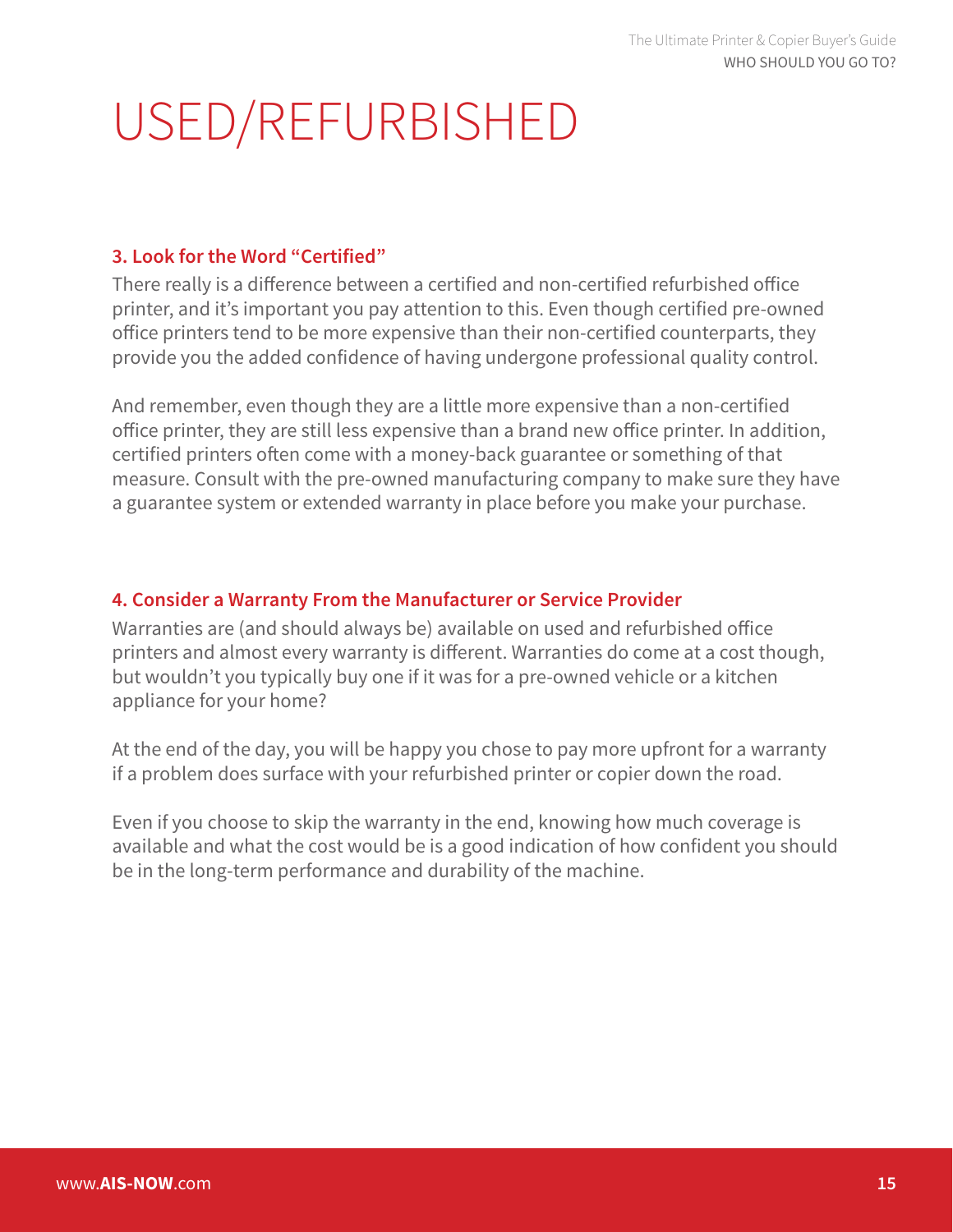# USED/REFURBISHED

### 3. Look for the Word "Certified"

There really is a difference between a certified and non-certified refurbished office printer, and it's important you pay attention to this. Even though certified pre-owned office printers tend to be more expensive than their non-certified counterparts, they provide you the added confidence of having undergone professional quality control.

And remember, even though they are a little more expensive than a non-certified office printer, they are still less expensive than a brand new office printer. In addition, certified printers often come with a money-back guarantee or something of that measure. Consult with the pre-owned manufacturing company to make sure they have a guarantee system or extended warranty in place before you make your purchase.

### 4. Consider a Warranty From the Manufacturer or Service Provider

Warranties are (and should always be) available on used and refurbished office printers and almost every warranty is different. Warranties do come at a cost though, but wouldn't you typically buy one if it was for a pre-owned vehicle or a kitchen appliance for your home?

At the end of the day, you will be happy you chose to pay more upfront for a warranty if a problem does surface with your refurbished printer or copier down the road.

Even if you choose to skip the warranty in the end, knowing how much coverage is available and what the cost would be is a good indication of how confident you should be in the long-term performance and durability of the machine.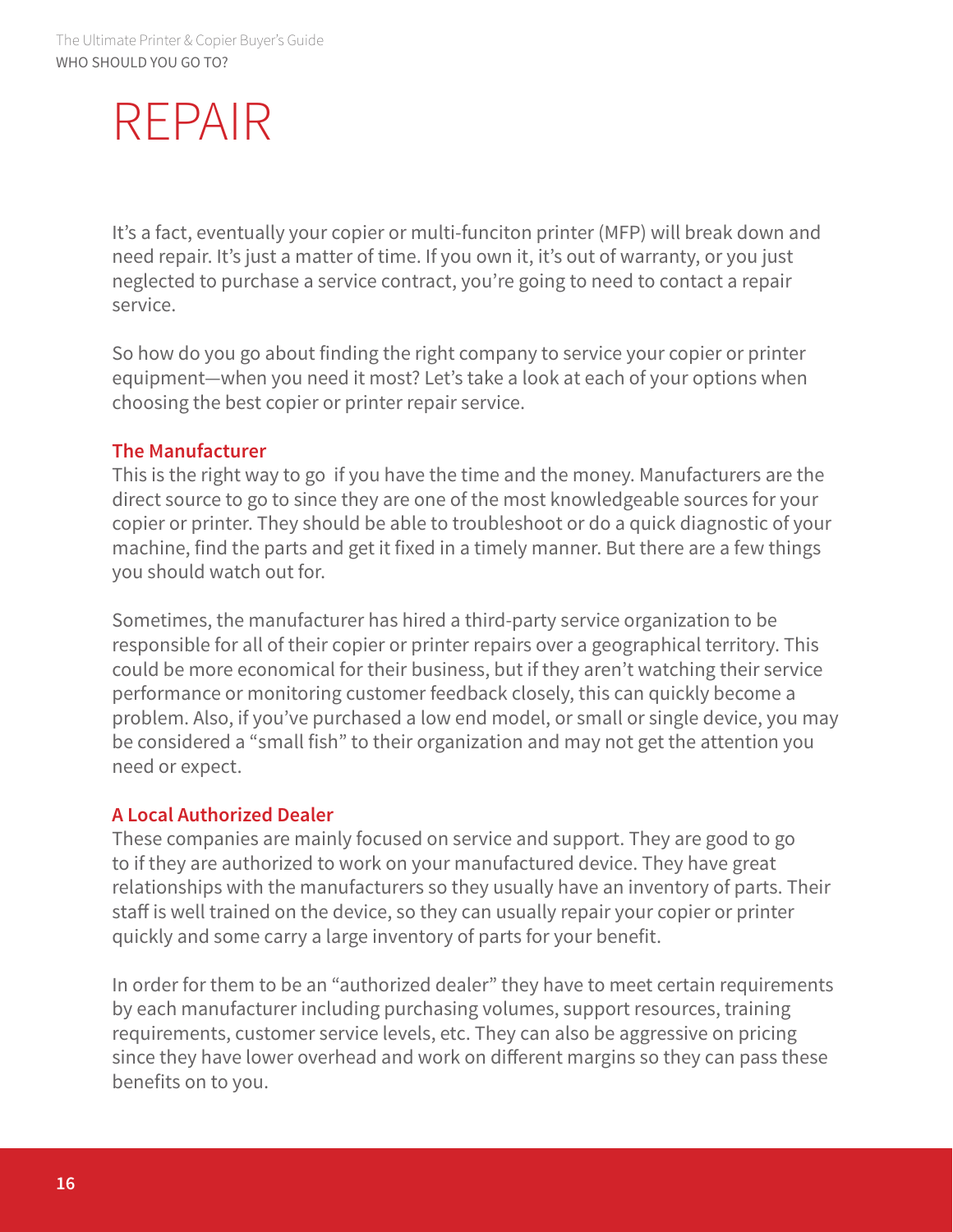# REPAIR

It's a fact, eventually your copier or multi-funciton printer (MFP) will break down and need repair. It's just a matter of time. If you own it, it's out of warranty, or you just neglected to purchase a service contract, you're going to need to contact a repair service.

So how do you go about finding the right company to service your copier or printer equipment—when you need it most? Let's take a look at each of your options when choosing the best copier or printer repair service.

### The Manufacturer

This is the right way to go  if you have the time and the money. Manufacturers are the direct source to go to since they are one of the most knowledgeable sources for your copier or printer. They should be able to troubleshoot or do a quick diagnostic of your machine, find the parts and get it fixed in a timely manner. But there are a few things you should watch out for.

Sometimes, the manufacturer has hired a third-party service organization to be responsible for all of their copier or printer repairs over a geographical territory. This could be more economical for their business, but if they aren't watching their service performance or monitoring customer feedback closely, this can quickly become a problem. Also, if you've purchased a low end model, or small or single device, you may be considered a "small fish" to their organization and may not get the attention you need or expect.

### A Local Authorized Dealer

These companies are mainly focused on service and support. They are good to go to if they are authorized to work on your manufactured device. They have great relationships with the manufacturers so they usually have an inventory of parts. Their staff is well trained on the device, so they can usually repair your copier or printer quickly and some carry a large inventory of parts for your benefit.

In order for them to be an "authorized dealer" they have to meet certain requirements by each manufacturer including purchasing volumes, support resources, training requirements, customer service levels, etc. They can also be aggressive on pricing since they have lower overhead and work on different margins so they can pass these benefits on to you.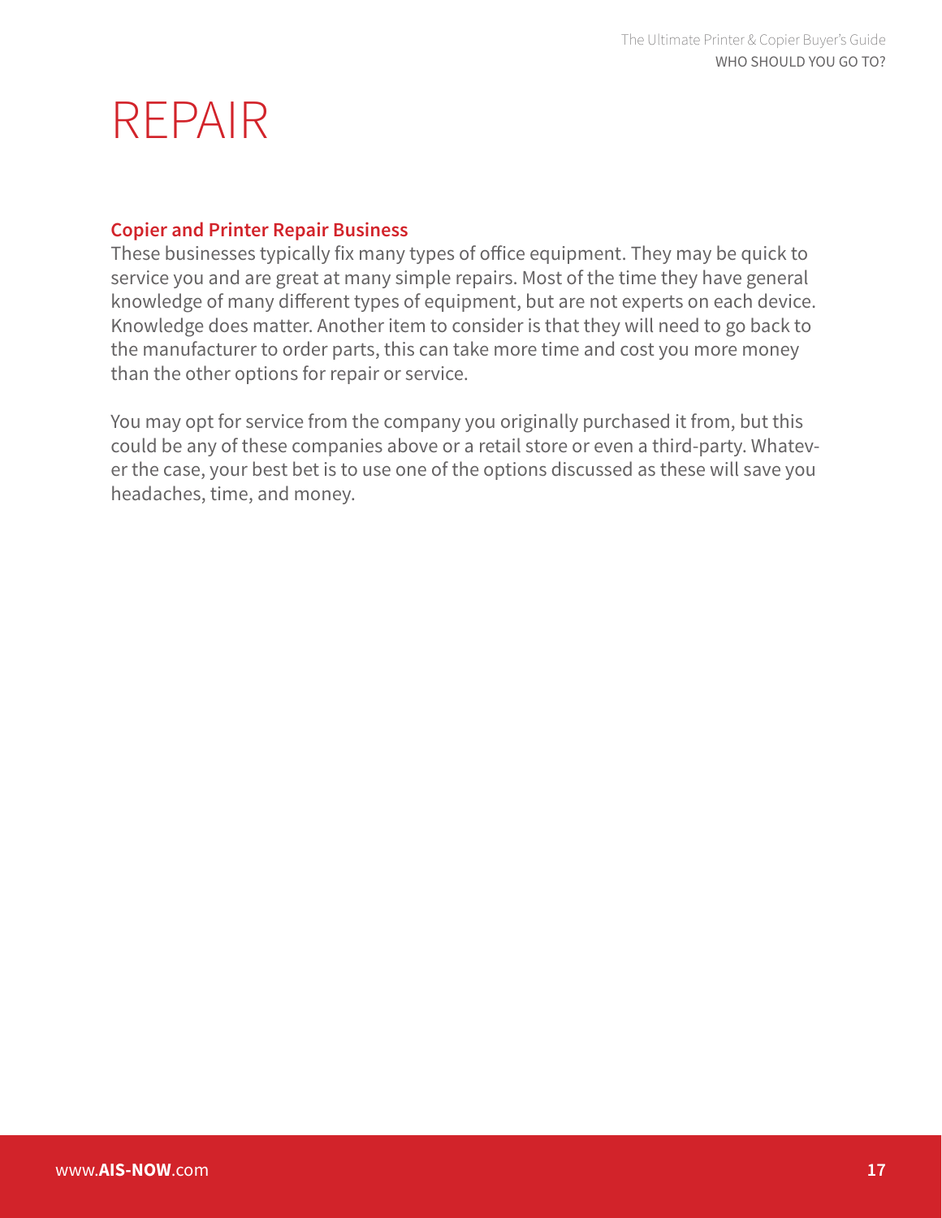# REPAIR

### Copier and Printer Repair Business

These businesses typically fix many types of office equipment. They may be quick to service you and are great at many simple repairs. Most of the time they have general knowledge of many different types of equipment, but are not experts on each device. Knowledge does matter. Another item to consider is that they will need to go back to the manufacturer to order parts, this can take more time and cost you more money than the other options for repair or service.

You may opt for service from the company you originally purchased it from, but this could be any of these companies above or a retail store or even a third-party. Whatever the case, your best bet is to use one of the options discussed as these will save you headaches, time, and money.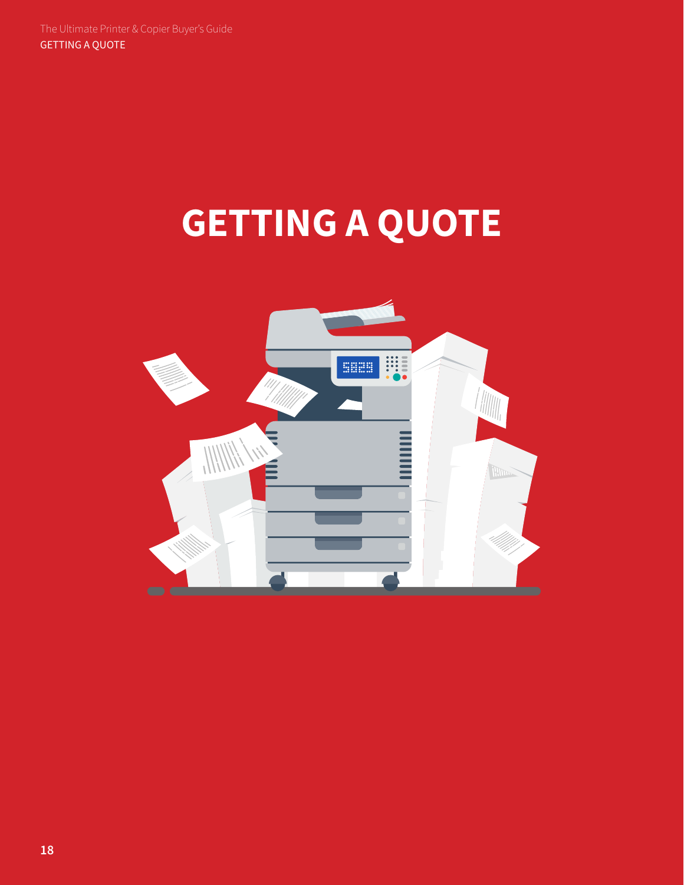# GETTING A QUOTE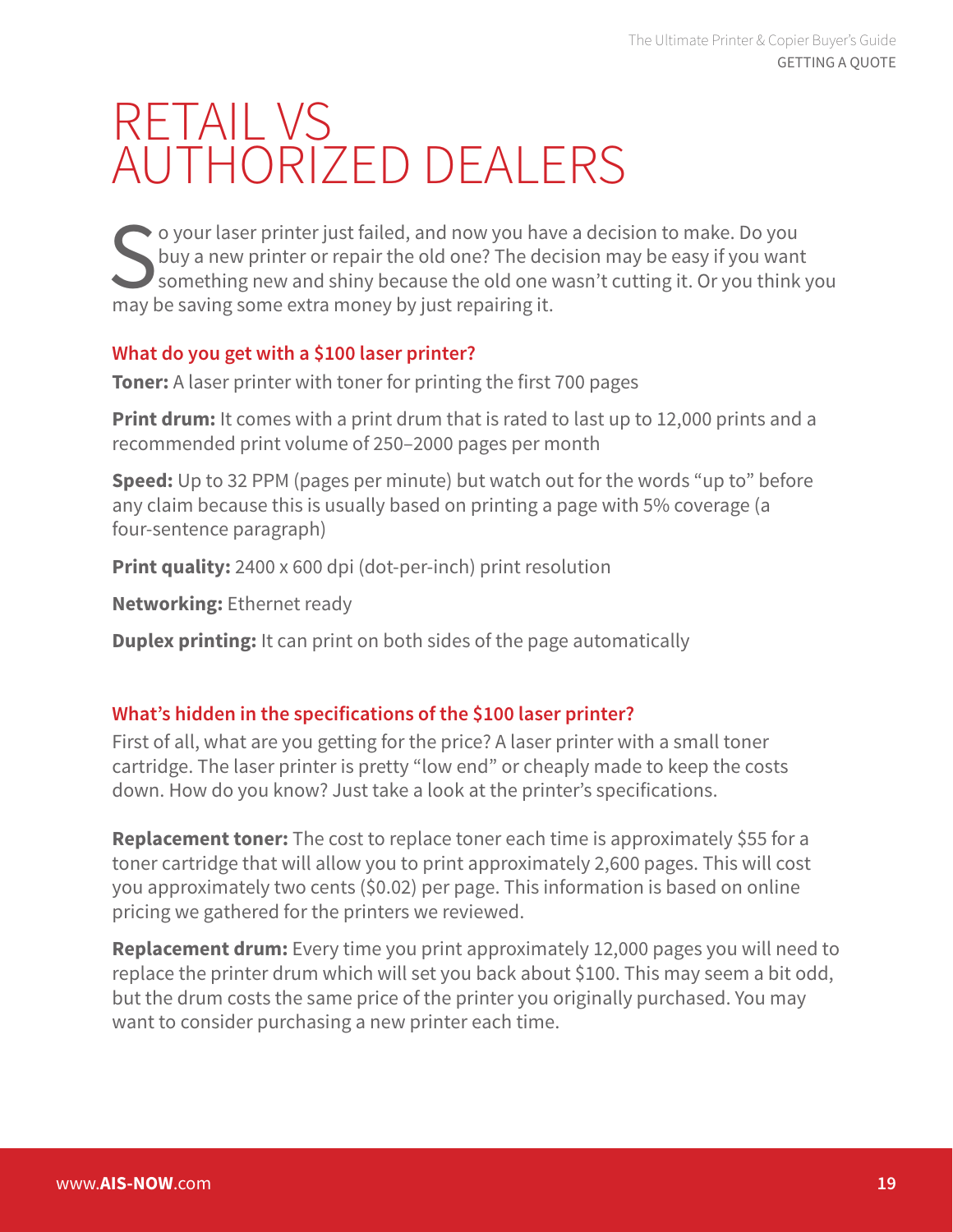# RETAIL VS AUTHORIZED DEALERS

So your laser printer just failed, and now you have a decision to make. Do you buy a new printer or repair the old one? The decision may be easy if you want something new and shiny because the old one wasn't cutting it. Or you think you may be saving some extra money by just repairing it.

### What do you get with a $100 laser printer?

**Toner:** A laser printer with toner for printing the first 700 pages

**Print drum:** It comes with a print drum that is rated to last up to 12,000 prints and a recommended print volume of 250–2000 pages per month

**Speed:** Up to 32 PPM (pages per minute) but watch out for the words "up to" before any claim because this is usually based on printing a page with 5% coverage (a four-sentence paragraph)

**Print quality:** 2400 x 600 dpi (dot-per-inch) print resolution

**Networking:** Ethernet ready

**Duplex printing:** It can print on both sides of the page automatically

### What's hidden in the specifications of the $100 laser printer?

First of all, what are you getting for the price? A laser printer with a small toner cartridge. The laser printer is pretty "low end" or cheaply made to keep the costs down. How do you know? Just take a look at the printer's specifications.

**Replacement toner:** The cost to replace toner each time is approximately $55 for a toner cartridge that will allow you to print approximately 2,600 pages. This will cost you approximately two cents ($0.02) per page. This information is based on online pricing we gathered for the printers we reviewed.

**Replacement drum:** Every time you print approximately 12,000 pages you will need to replace the printer drum which will set you back about $100. This may seem a bit odd, but the drum costs the same price of the printer you originally purchased. You may want to consider purchasing a new printer each time.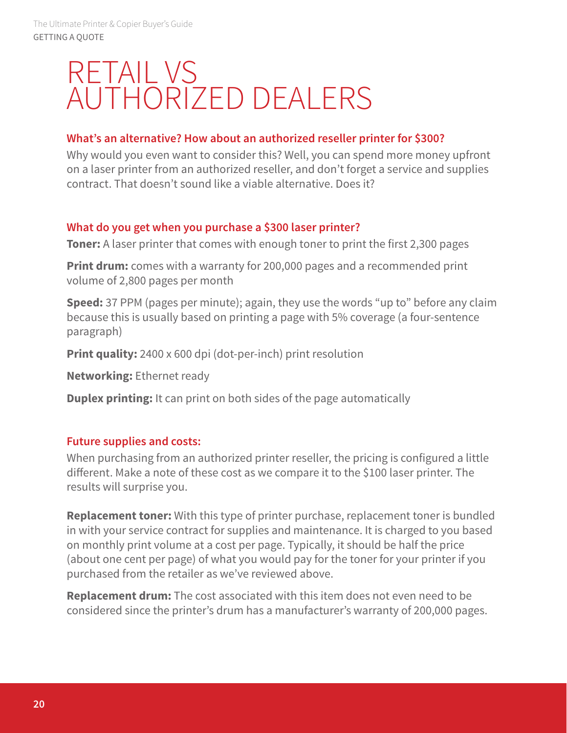# RETAIL VS AUTHORIZED DEALERS

### What's an alternative? How about an authorized reseller printer for $300?

Why would you even want to consider this? Well, you can spend more money upfront on a laser printer from an authorized reseller, and don't forget a service and supplies contract. That doesn't sound like a viable alternative. Does it?

### What do you get when you purchase a $300 laser printer?

**Toner:** A laser printer that comes with enough toner to print the first 2,300 pages

**Print drum:** comes with a warranty for 200,000 pages and a recommended print volume of 2,800 pages per month

**Speed:** 37 PPM (pages per minute); again, they use the words "up to" before any claim because this is usually based on printing a page with 5% coverage (a four-sentence paragraph)

**Print quality:** 2400 x 600 dpi (dot-per-inch) print resolution

**Networking:** Ethernet ready

**Duplex printing:** It can print on both sides of the page automatically

### Future supplies and costs:

When purchasing from an authorized printer reseller, the pricing is configured a little different. Make a note of these cost as we compare it to the $100 laser printer. The results will surprise you.

**Replacement toner:** With this type of printer purchase, replacement toner is bundled in with your service contract for supplies and maintenance. It is charged to you based on monthly print volume at a cost per page. Typically, it should be half the price (about one cent per page) of what you would pay for the toner for your printer if you purchased from the retailer as we've reviewed above.

**Replacement drum:** The cost associated with this item does not even need to be considered since the printer's drum has a manufacturer's warranty of 200,000 pages.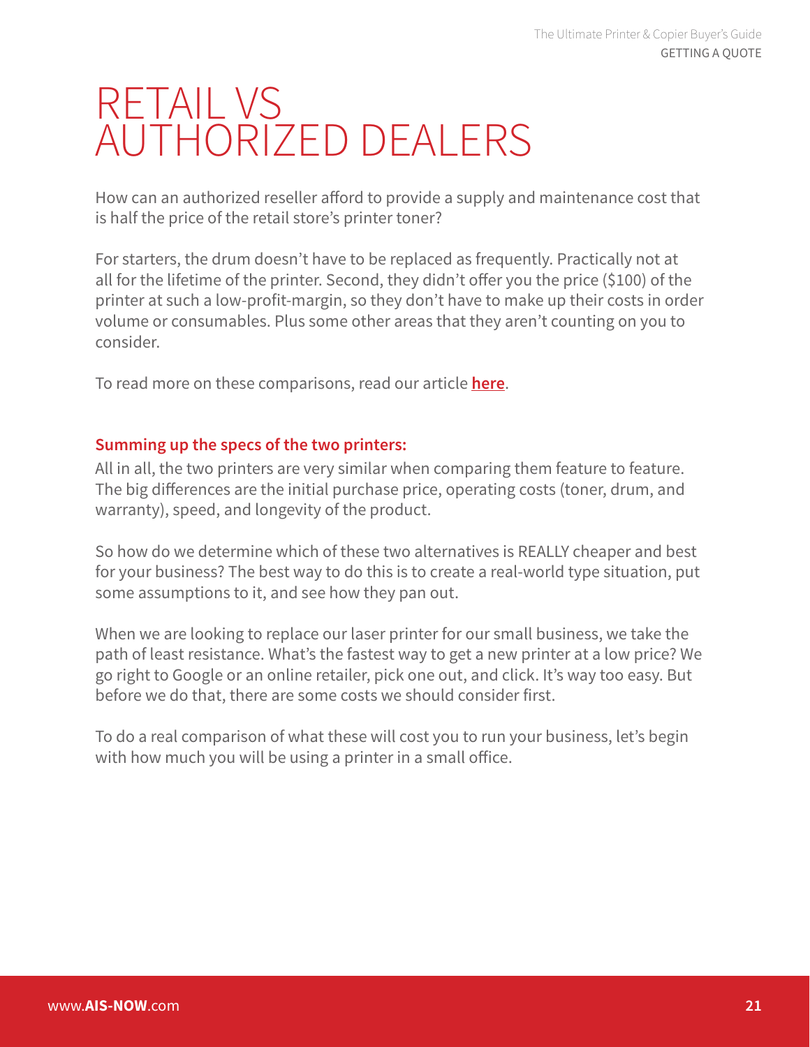# RETAIL VS AUTHORIZED DEALERS

How can an authorized reseller afford to provide a supply and maintenance cost that is half the price of the retail store's printer toner?

For starters, the drum doesn't have to be replaced as frequently. Practically not at all for the lifetime of the printer. Second, they didn't offer you the price ($100) of the printer at such a low-profit-margin, so they don't have to make up their costs in order volume or consumables. Plus some other areas that they aren't counting on you to consider.

To read more on these comparisons, read our article **here**.

**Summing up the specs of the two printers:**

All in all, the two printers are very similar when comparing them feature to feature. The big differences are the initial purchase price, operating costs (toner, drum, and warranty), speed, and longevity of the product.

So how do we determine which of these two alternatives is REALLY cheaper and best for your business? The best way to do this is to create a real-world type situation, put some assumptions to it, and see how they pan out.

When we are looking to replace our laser printer for our small business, we take the path of least resistance. What's the fastest way to get a new printer at a low price? We go right to Google or an online retailer, pick one out, and click. It's way too easy. But before we do that, there are some costs we should consider first.

To do a real comparison of what these will cost you to run your business, let's begin with how much you will be using a printer in a small office.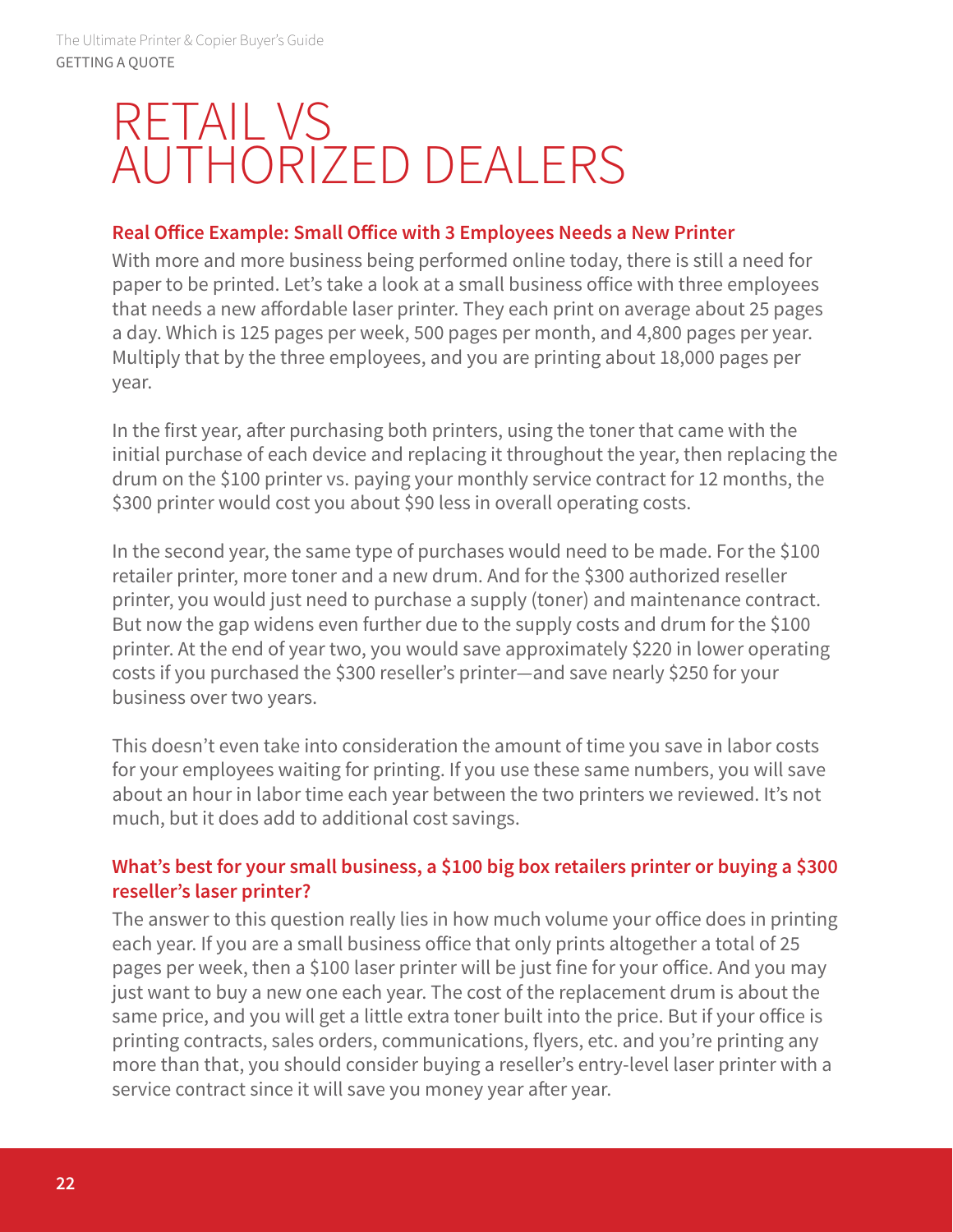# RETAIL VS AUTHORIZED DEALERS

### Real Office Example: Small Office with 3 Employees Needs a New Printer

With more and more business being performed online today, there is still a need for paper to be printed. Let's take a look at a small business office with three employees that needs a new affordable laser printer. They each print on average about 25 pages a day. Which is 125 pages per week, 500 pages per month, and 4,800 pages per year. Multiply that by the three employees, and you are printing about 18,000 pages per year.

In the first year, after purchasing both printers, using the toner that came with the initial purchase of each device and replacing it throughout the year, then replacing the drum on the $100 printer vs. paying your monthly service contract for 12 months, the $300 printer would cost you about $90 less in overall operating costs.

In the second year, the same type of purchases would need to be made. For the $100 retailer printer, more toner and a new drum. And for the $300 authorized reseller printer, you would just need to purchase a supply (toner) and maintenance contract. But now the gap widens even further due to the supply costs and drum for the $100 printer. At the end of year two, you would save approximately $220 in lower operating costs if you purchased the $300 reseller's printer—and save nearly $250 for your business over two years.

This doesn't even take into consideration the amount of time you save in labor costs for your employees waiting for printing. If you use these same numbers, you will save about an hour in labor time each year between the two printers we reviewed. It's not much, but it does add to additional cost savings.

### What's best for your small business, a $100 big box retailers printer or buying a $300 reseller's laser printer?

The answer to this question really lies in how much volume your office does in printing each year. If you are a small business office that only prints altogether a total of 25 pages per week, then a $100 laser printer will be just fine for your office. And you may just want to buy a new one each year. The cost of the replacement drum is about the same price, and you will get a little extra toner built into the price. But if your office is printing contracts, sales orders, communications, flyers, etc. and you're printing any more than that, you should consider buying a reseller's entry-level laser printer with a service contract since it will save you money year after year.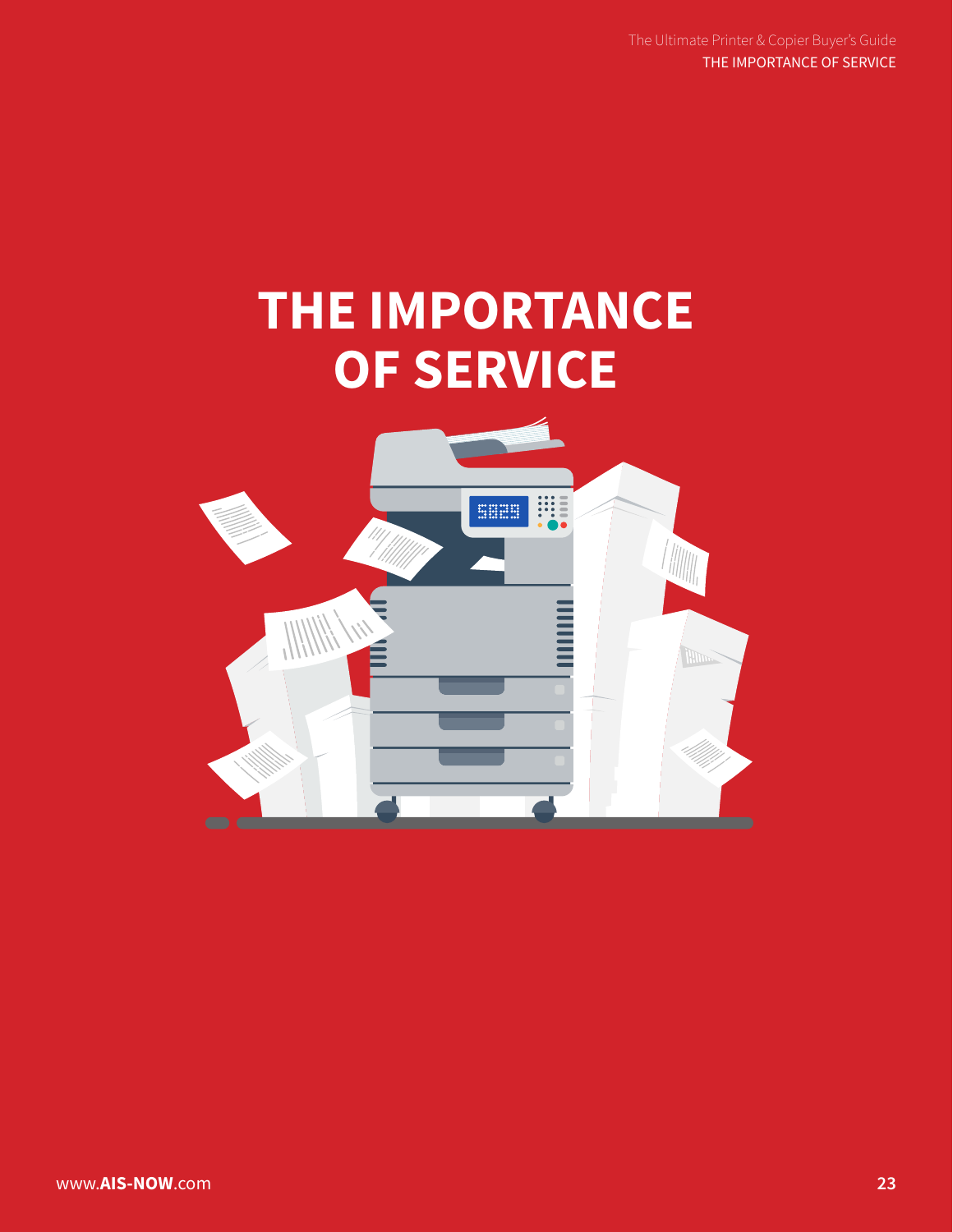# THE IMPORTANCE OF SERVICE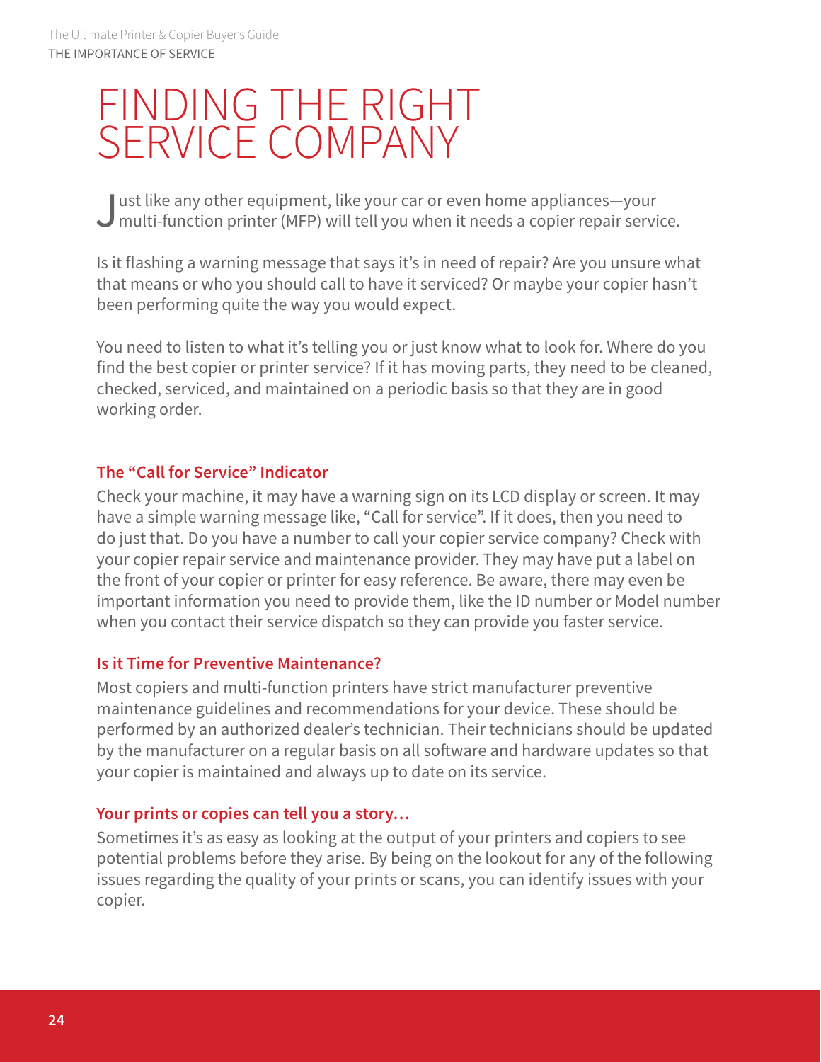# FINDING THE RIGHT SERVICE COMPANY

Just like any other equipment, like your car or even home appliances—your multi-function printer (MFP) will tell you when it needs a copier repair service.

Is it flashing a warning message that says it's in need of repair? Are you unsure what that means or who you should call to have it serviced? Or maybe your copier hasn't been performing quite the way you would expect.

You need to listen to what it's telling you or just know what to look for. Where do you find the best copier or printer service? If it has moving parts, they need to be cleaned, checked, serviced, and maintained on a periodic basis so that they are in good working order.

### The "Call for Service" Indicator

Check your machine, it may have a warning sign on its LCD display or screen. It may have a simple warning message like, "Call for service". If it does, then you need to do just that. Do you have a number to call your copier service company? Check with your copier repair service and maintenance provider. They may have put a label on the front of your copier or printer for easy reference. Be aware, there may even be important information you need to provide them, like the ID number or Model number when you contact their service dispatch so they can provide you faster service.

### Is it Time for Preventive Maintenance?

Most copiers and multi-function printers have strict manufacturer preventive maintenance guidelines and recommendations for your device. These should be performed by an authorized dealer's technician. Their technicians should be updated by the manufacturer on a regular basis on all software and hardware updates so that your copier is maintained and always up to date on its service.

### Your prints or copies can tell you a story…

Sometimes it's as easy as looking at the output of your printers and copiers to see potential problems before they arise. By being on the lookout for any of the following issues regarding the quality of your prints or scans, you can identify issues with your copier.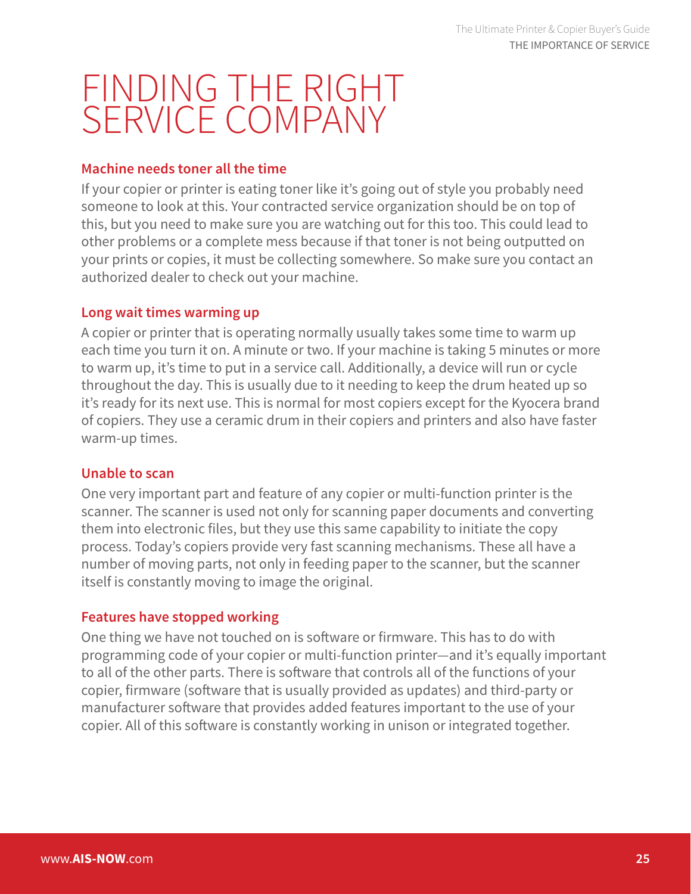# FINDING THE RIGHT SERVICE COMPANY

### Machine needs toner all the time

If your copier or printer is eating toner like it's going out of style you probably need someone to look at this. Your contracted service organization should be on top of this, but you need to make sure you are watching out for this too. This could lead to other problems or a complete mess because if that toner is not being outputted on your prints or copies, it must be collecting somewhere. So make sure you contact an authorized dealer to check out your machine.

### Long wait times warming up

A copier or printer that is operating normally usually takes some time to warm up each time you turn it on. A minute or two. If your machine is taking 5 minutes or more to warm up, it's time to put in a service call. Additionally, a device will run or cycle throughout the day. This is usually due to it needing to keep the drum heated up so it's ready for its next use. This is normal for most copiers except for the Kyocera brand of copiers. They use a ceramic drum in their copiers and printers and also have faster warm-up times.

### Unable to scan

One very important part and feature of any copier or multi-function printer is the scanner. The scanner is used not only for scanning paper documents and converting them into electronic files, but they use this same capability to initiate the copy process. Today's copiers provide very fast scanning mechanisms. These all have a number of moving parts, not only in feeding paper to the scanner, but the scanner itself is constantly moving to image the original.

### Features have stopped working

One thing we have not touched on is software or firmware. This has to do with programming code of your copier or multi-function printer—and it's equally important to all of the other parts. There is software that controls all of the functions of your copier, firmware (software that is usually provided as updates) and third-party or manufacturer software that provides added features important to the use of your copier. All of this software is constantly working in unison or integrated together.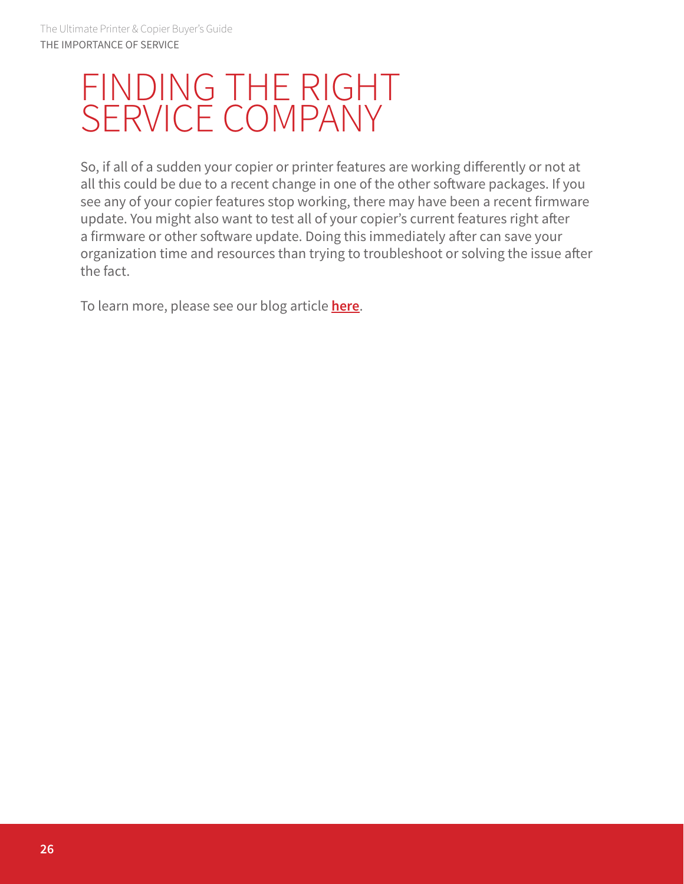# FINDING THE RIGHT SERVICE COMPANY

So, if all of a sudden your copier or printer features are working differently or not at all this could be due to a recent change in one of the other software packages. If you see any of your copier features stop working, there may have been a recent firmware update. You might also want to test all of your copier's current features right after a firmware or other software update. Doing this immediately after can save your organization time and resources than trying to troubleshoot or solving the issue after the fact.

To learn more, please see our blog article **here**.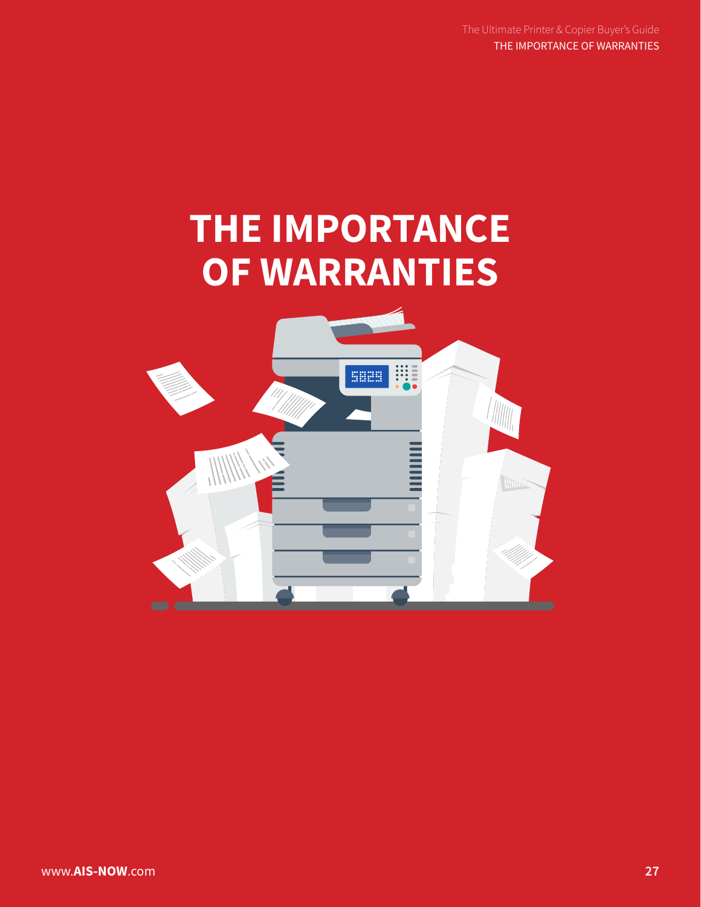# THE IMPORTANCE OF WARRANTIES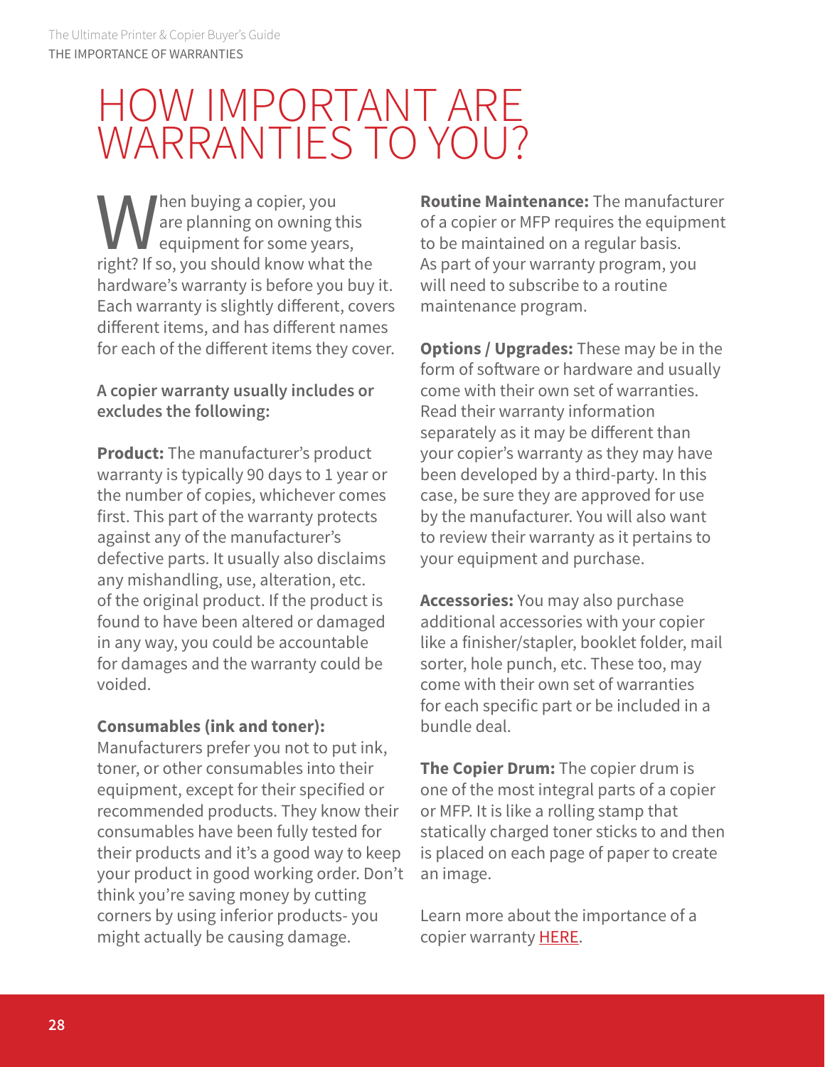# HOW IMPORTANT ARE WARRANTIES TO YOU?

When buying a copier, you are planning on owning this equipment for some years, right? If so, you should know what the hardware's warranty is before you buy it. Each warranty is slightly different, covers different items, and has different names for each of the different items they cover.

**A copier warranty usually includes or excludes the following:**

**Product:** The manufacturer's product warranty is typically 90 days to 1 year or the number of copies, whichever comes first. This part of the warranty protects against any of the manufacturer's defective parts. It usually also disclaims any mishandling, use, alteration, etc. of the original product. If the product is found to have been altered or damaged in any way, you could be accountable for damages and the warranty could be voided.

**Consumables (ink and toner):** Manufacturers prefer you not to put ink, toner, or other consumables into their equipment, except for their specified or recommended products. They know their consumables have been fully tested for their products and it's a good way to keep your product in good working order. Don't think you're saving money by cutting corners by using inferior products- you might actually be causing damage.

**Routine Maintenance:** The manufacturer of a copier or MFP requires the equipment to be maintained on a regular basis. As part of your warranty program, you will need to subscribe to a routine maintenance program.

**Options / Upgrades:** These may be in the form of software or hardware and usually come with their own set of warranties. Read their warranty information separately as it may be different than your copier's warranty as they may have been developed by a third-party. In this case, be sure they are approved for use by the manufacturer. You will also want to review their warranty as it pertains to your equipment and purchase.

**Accessories:** You may also purchase additional accessories with your copier like a finisher/stapler, booklet folder, mail sorter, hole punch, etc. These too, may come with their own set of warranties for each specific part or be included in a bundle deal.

**The Copier Drum:** The copier drum is one of the most integral parts of a copier or MFP. It is like a rolling stamp that statically charged toner sticks to and then is placed on each page of paper to create an image.

Learn more about the importance of a copier warranty HERE.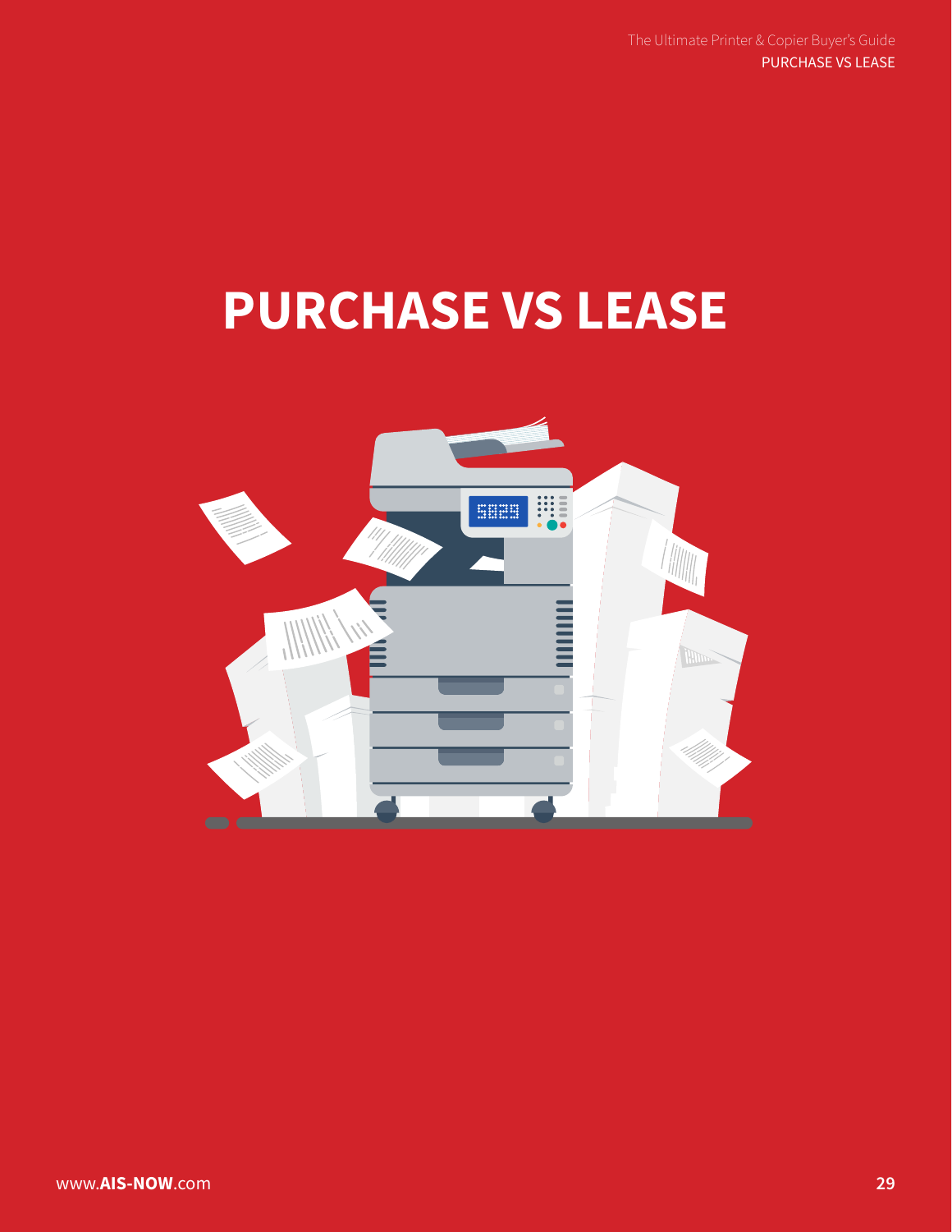# PURCHASE VS LEASE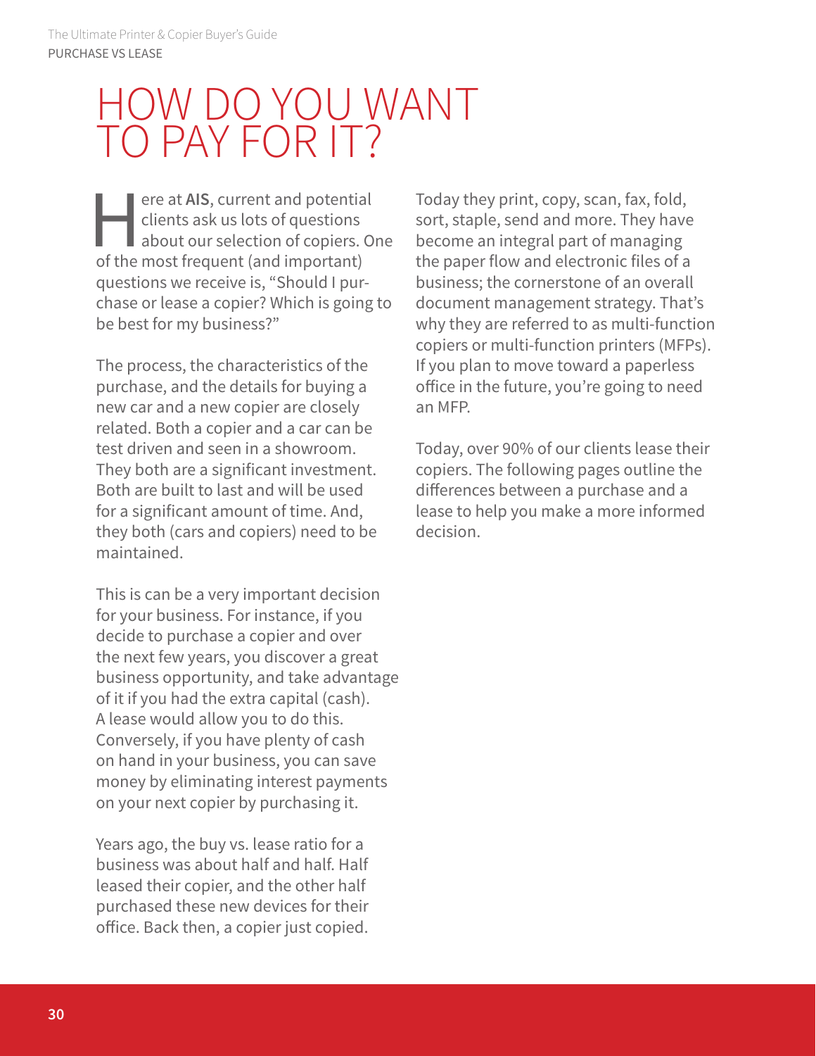# HOW DO YOU WANT TO PAY FOR IT?

Here at **AIS**, current and potential clients ask us lots of questions about our selection of copiers. One of the most frequent (and important) questions we receive is, "Should I purchase or lease a copier? Which is going to be best for my business?"

The process, the characteristics of the purchase, and the details for buying a new car and a new copier are closely related. Both a copier and a car can be test driven and seen in a showroom. They both are a significant investment. Both are built to last and will be used for a significant amount of time. And, they both (cars and copiers) need to be maintained.

This is can be a very important decision for your business. For instance, if you decide to purchase a copier and over the next few years, you discover a great business opportunity, and take advantage of it if you had the extra capital (cash). A lease would allow you to do this. Conversely, if you have plenty of cash on hand in your business, you can save money by eliminating interest payments on your next copier by purchasing it.

Years ago, the buy vs. lease ratio for a business was about half and half. Half leased their copier, and the other half purchased these new devices for their office. Back then, a copier just copied. Today they print, copy, scan, fax, fold, sort, staple, send and more. They have become an integral part of managing the paper flow and electronic files of a business; the cornerstone of an overall document management strategy. That's why they are referred to as multi-function copiers or multi-function printers (MFPs). If you plan to move toward a paperless office in the future, you're going to need an MFP.

Today, over 90% of our clients lease their copiers. The following pages outline the differences between a purchase and a lease to help you make a more informed decision.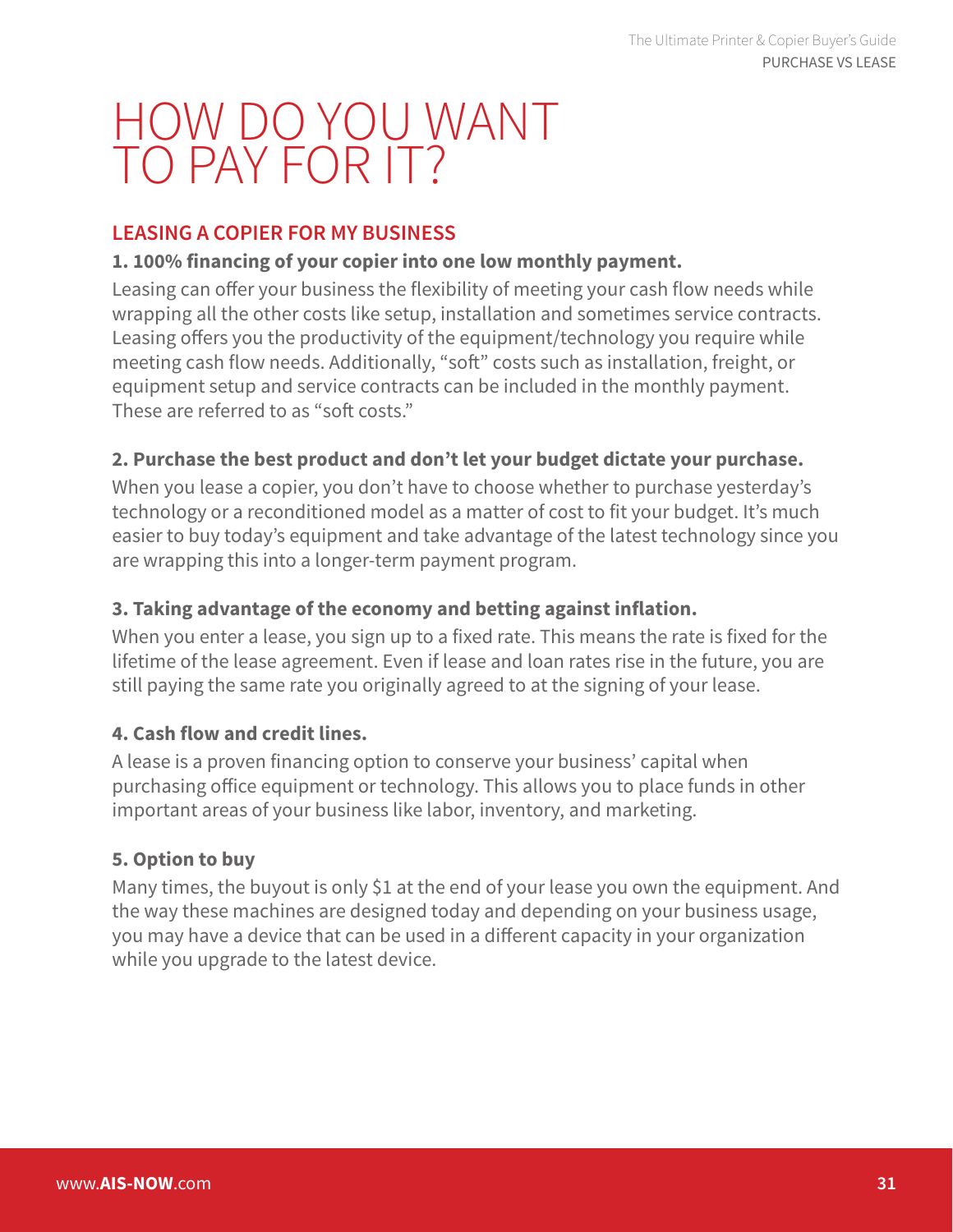# HOW DO YOU WANT TO PAY FOR IT?

## LEASING A COPIER FOR MY BUSINESS

**1. 100% financing of your copier into one low monthly payment.**

Leasing can offer your business the flexibility of meeting your cash flow needs while wrapping all the other costs like setup, installation and sometimes service contracts. Leasing offers you the productivity of the equipment/technology you require while meeting cash flow needs. Additionally, "soft" costs such as installation, freight, or equipment setup and service contracts can be included in the monthly payment. These are referred to as "soft costs."

**2. Purchase the best product and don't let your budget dictate your purchase.**

When you lease a copier, you don't have to choose whether to purchase yesterday's technology or a reconditioned model as a matter of cost to fit your budget. It's much easier to buy today's equipment and take advantage of the latest technology since you are wrapping this into a longer-term payment program.

**3. Taking advantage of the economy and betting against inflation.**

When you enter a lease, you sign up to a fixed rate. This means the rate is fixed for the lifetime of the lease agreement. Even if lease and loan rates rise in the future, you are still paying the same rate you originally agreed to at the signing of your lease.

**4. Cash flow and credit lines.**

A lease is a proven financing option to conserve your business' capital when purchasing office equipment or technology. This allows you to place funds in other important areas of your business like labor, inventory, and marketing.

**5. Option to buy**

Many times, the buyout is only $1 at the end of your lease you own the equipment. And the way these machines are designed today and depending on your business usage, you may have a device that can be used in a different capacity in your organization while you upgrade to the latest device.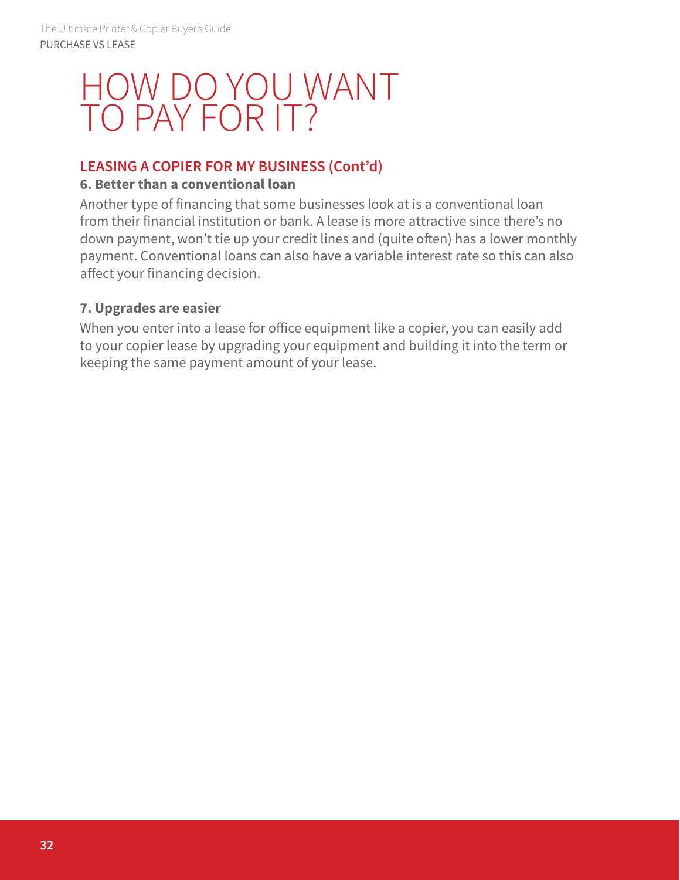# HOW DO YOU WANT TO PAY FOR IT?

## LEASING A COPIER FOR MY BUSINESS (Cont'd)

### 6. Better than a conventional loan

Another type of financing that some businesses look at is a conventional loan from their financial institution or bank. A lease is more attractive since there's no down payment, won't tie up your credit lines and (quite often) has a lower monthly payment. Conventional loans can also have a variable interest rate so this can also affect your financing decision.

### 7. Upgrades are easier

When you enter into a lease for office equipment like a copier, you can easily add to your copier lease by upgrading your equipment and building it into the term or keeping the same payment amount of your lease.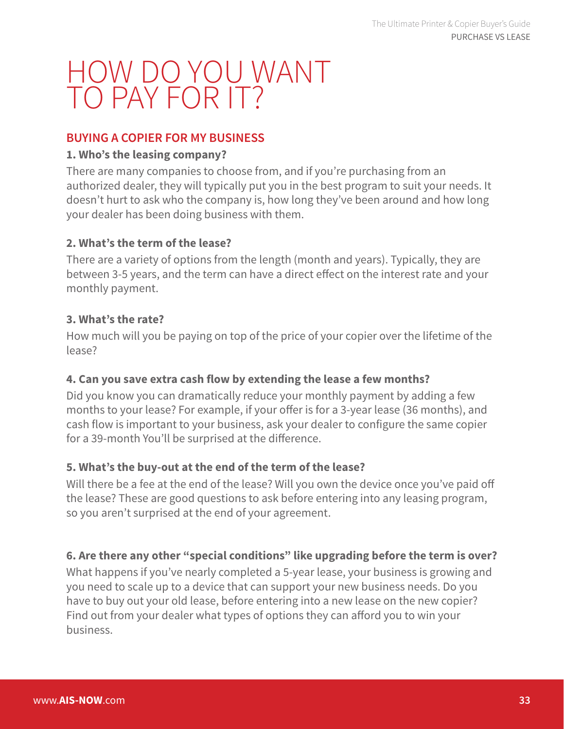# HOW DO YOU WANT TO PAY FOR IT?

## BUYING A COPIER FOR MY BUSINESS

**1. Who's the leasing company?**

There are many companies to choose from, and if you're purchasing from an authorized dealer, they will typically put you in the best program to suit your needs. It doesn't hurt to ask who the company is, how long they've been around and how long your dealer has been doing business with them.

**2. What's the term of the lease?**

There are a variety of options from the length (month and years). Typically, they are between 3-5 years, and the term can have a direct effect on the interest rate and your monthly payment.

**3. What's the rate?**

How much will you be paying on top of the price of your copier over the lifetime of the lease?

**4. Can you save extra cash flow by extending the lease a few months?**

Did you know you can dramatically reduce your monthly payment by adding a few months to your lease? For example, if your offer is for a 3-year lease (36 months), and cash flow is important to your business, ask your dealer to configure the same copier for a 39-month You'll be surprised at the difference.

**5. What's the buy-out at the end of the term of the lease?**

Will there be a fee at the end of the lease? Will you own the device once you've paid off the lease? These are good questions to ask before entering into any leasing program, so you aren't surprised at the end of your agreement.

**6. Are there any other "special conditions" like upgrading before the term is over?**

What happens if you've nearly completed a 5-year lease, your business is growing and you need to scale up to a device that can support your new business needs. Do you have to buy out your old lease, before entering into a new lease on the new copier? Find out from your dealer what types of options they can afford you to win your business.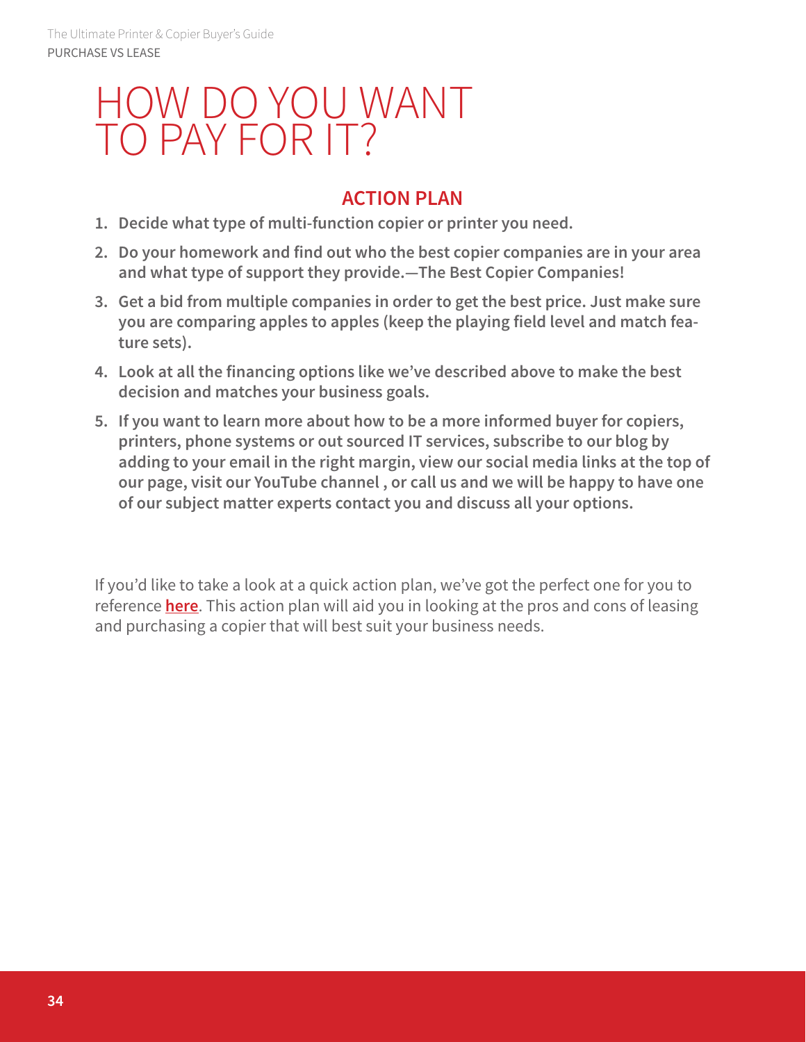# HOW DO YOU WANT TO PAY FOR IT?

## ACTION PLAN

1. **Decide what type of multi-function copier or printer you need.**
2. **Do your homework and find out who the best copier companies are in your area and what type of support they provide.—The Best Copier Companies!**
3. **Get a bid from multiple companies in order to get the best price. Just make sure you are comparing apples to apples (keep the playing field level and match feature sets).**
4. **Look at all the financing options like we've described above to make the best decision and matches your business goals.**
5. **If you want to learn more about how to be a more informed buyer for copiers, printers, phone systems or out sourced IT services, subscribe to our blog by adding to your email in the right margin, view our social media links at the top of our page, visit our YouTube channel , or call us and we will be happy to have one of our subject matter experts contact you and discuss all your options.**

If you'd like to take a look at a quick action plan, we've got the perfect one for you to reference **here**. This action plan will aid you in looking at the pros and cons of leasing and purchasing a copier that will best suit your business needs.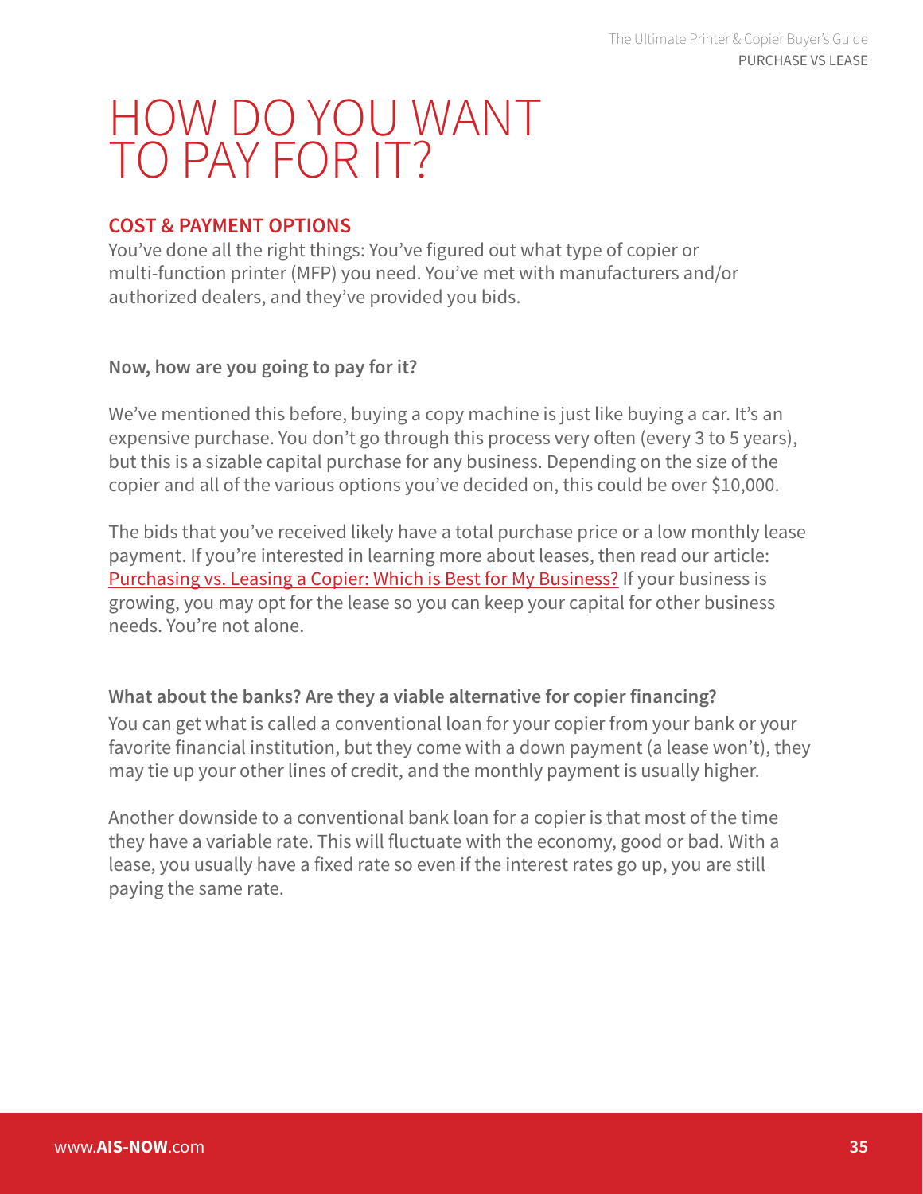# HOW DO YOU WANT TO PAY FOR IT?

## COST & PAYMENT OPTIONS

You've done all the right things: You've figured out what type of copier or multi-function printer (MFP) you need. You've met with manufacturers and/or authorized dealers, and they've provided you bids.

**Now, how are you going to pay for it?**

We've mentioned this before, buying a copy machine is just like buying a car. It's an expensive purchase. You don't go through this process very often (every 3 to 5 years), but this is a sizable capital purchase for any business. Depending on the size of the copier and all of the various options you've decided on, this could be over $10,000.

The bids that you've received likely have a total purchase price or a low monthly lease payment. If you're interested in learning more about leases, then read our article: Purchasing vs. Leasing a Copier: Which is Best for My Business? If your business is growing, you may opt for the lease so you can keep your capital for other business needs. You're not alone.

**What about the banks? Are they a viable alternative for copier financing?**

You can get what is called a conventional loan for your copier from your bank or your favorite financial institution, but they come with a down payment (a lease won't), they may tie up your other lines of credit, and the monthly payment is usually higher.

Another downside to a conventional bank loan for a copier is that most of the time they have a variable rate. This will fluctuate with the economy, good or bad. With a lease, you usually have a fixed rate so even if the interest rates go up, you are still paying the same rate.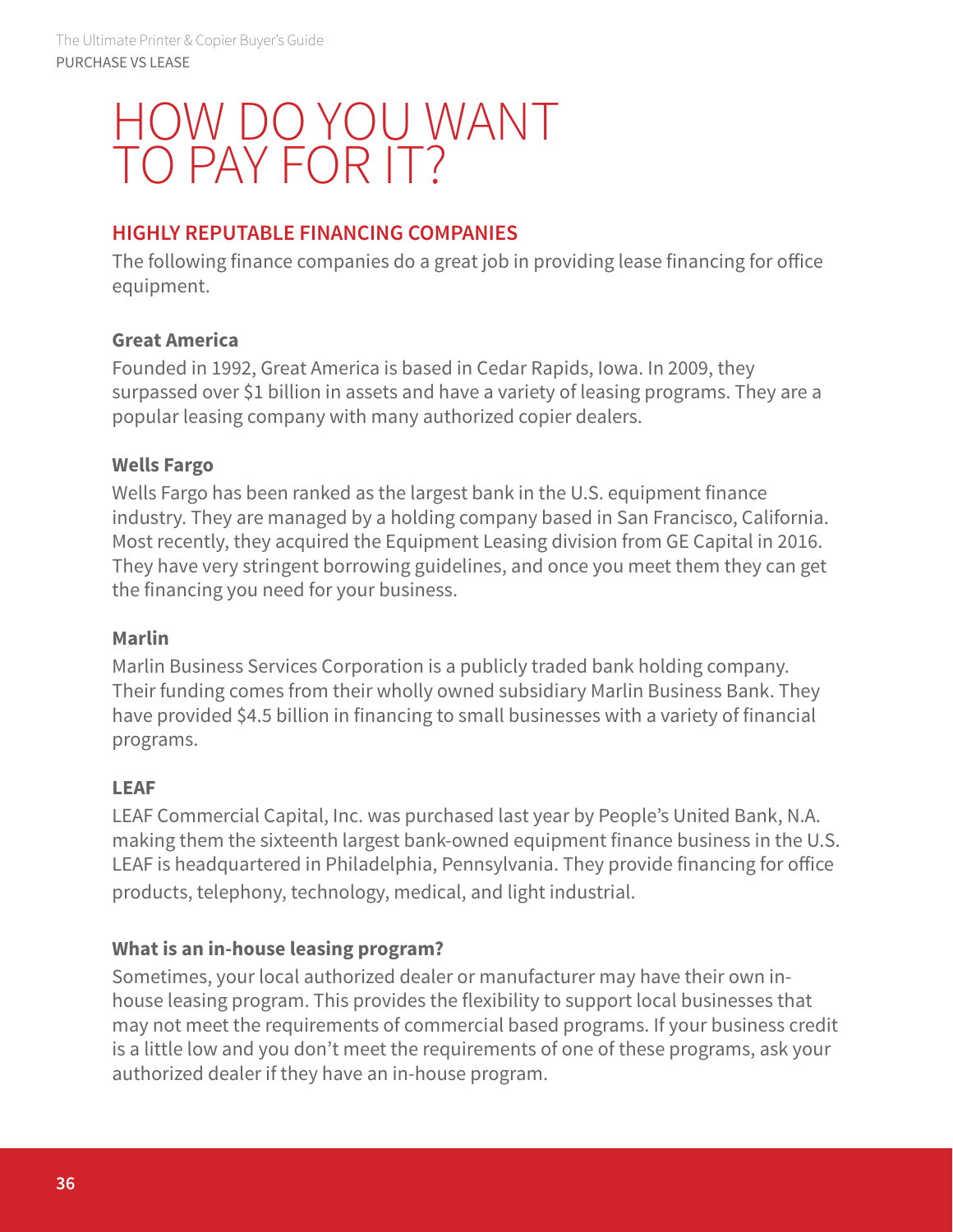# HOW DO YOU WANT TO PAY FOR IT?

## HIGHLY REPUTABLE FINANCING COMPANIES

The following finance companies do a great job in providing lease financing for office equipment.

### Great America

Founded in 1992, Great America is based in Cedar Rapids, Iowa. In 2009, they surpassed over $1 billion in assets and have a variety of leasing programs. They are a popular leasing company with many authorized copier dealers.

### Wells Fargo

Wells Fargo has been ranked as the largest bank in the U.S. equipment finance industry. They are managed by a holding company based in San Francisco, California. Most recently, they acquired the Equipment Leasing division from GE Capital in 2016. They have very stringent borrowing guidelines, and once you meet them they can get the financing you need for your business.

### Marlin

Marlin Business Services Corporation is a publicly traded bank holding company. Their funding comes from their wholly owned subsidiary Marlin Business Bank. They have provided $4.5 billion in financing to small businesses with a variety of financial programs.

### LEAF

LEAF Commercial Capital, Inc. was purchased last year by People's United Bank, N.A. making them the sixteenth largest bank-owned equipment finance business in the U.S. LEAF is headquartered in Philadelphia, Pennsylvania. They provide financing for office products, telephony, technology, medical, and light industrial.

### What is an in-house leasing program?

Sometimes, your local authorized dealer or manufacturer may have their own in-house leasing program. This provides the flexibility to support local businesses that may not meet the requirements of commercial based programs. If your business credit is a little low and you don't meet the requirements of one of these programs, ask your authorized dealer if they have an in-house program.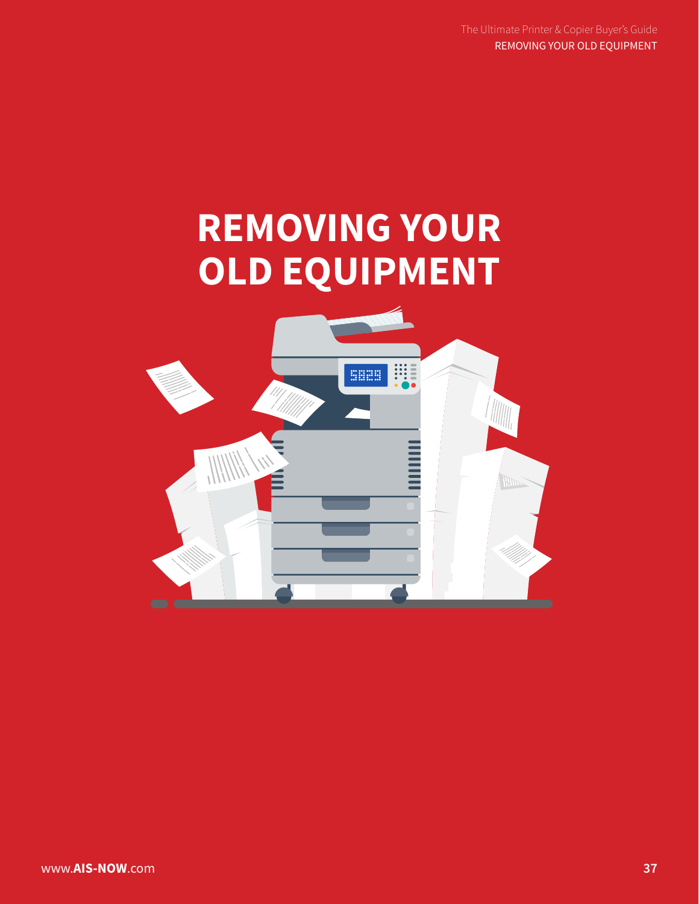# REMOVING YOUR OLD EQUIPMENT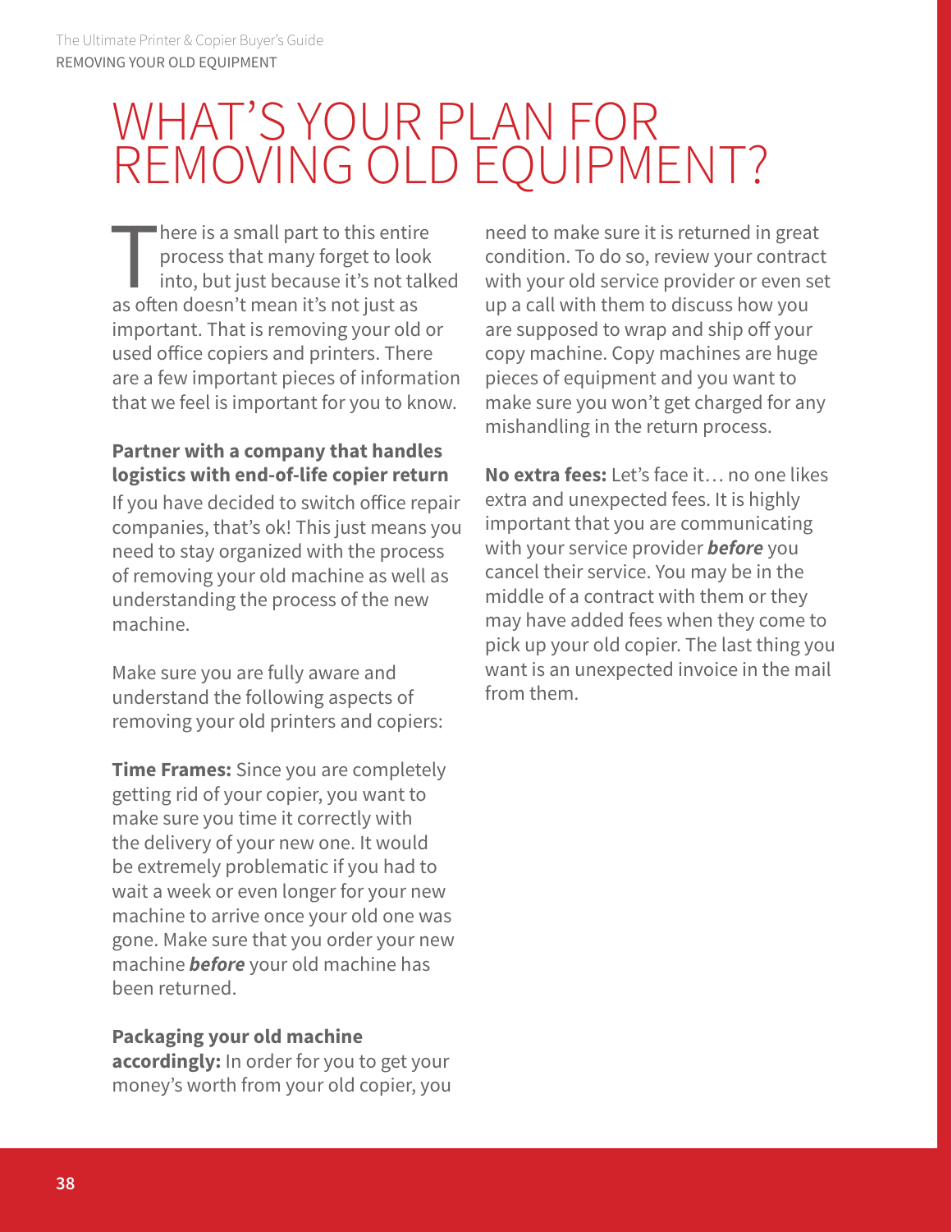# WHAT'S YOUR PLAN FOR REMOVING OLD EQUIPMENT?

There is a small part to this entire process that many forget to look into, but just because it's not talked as often doesn't mean it's not just as important. That is removing your old or used office copiers and printers. There are a few important pieces of information that we feel is important for you to know.

**Partner with a company that handles logistics with end-of-life copier return**

If you have decided to switch office repair companies, that's ok! This just means you need to stay organized with the process of removing your old machine as well as understanding the process of the new machine.

Make sure you are fully aware and understand the following aspects of removing your old printers and copiers:

**Time Frames:** Since you are completely getting rid of your copier, you want to make sure you time it correctly with the delivery of your new one. It would be extremely problematic if you had to wait a week or even longer for your new machine to arrive once your old one was gone. Make sure that you order your new machine ***before*** your old machine has been returned.

**Packaging your old machine accordingly:** In order for you to get your money's worth from your old copier, you need to make sure it is returned in great condition. To do so, review your contract with your old service provider or even set up a call with them to discuss how you are supposed to wrap and ship off your copy machine. Copy machines are huge pieces of equipment and you want to make sure you won't get charged for any mishandling in the return process.

**No extra fees:** Let's face it… no one likes extra and unexpected fees. It is highly important that you are communicating with your service provider ***before*** you cancel their service. You may be in the middle of a contract with them or they may have added fees when they come to pick up your old copier. The last thing you want is an unexpected invoice in the mail from them.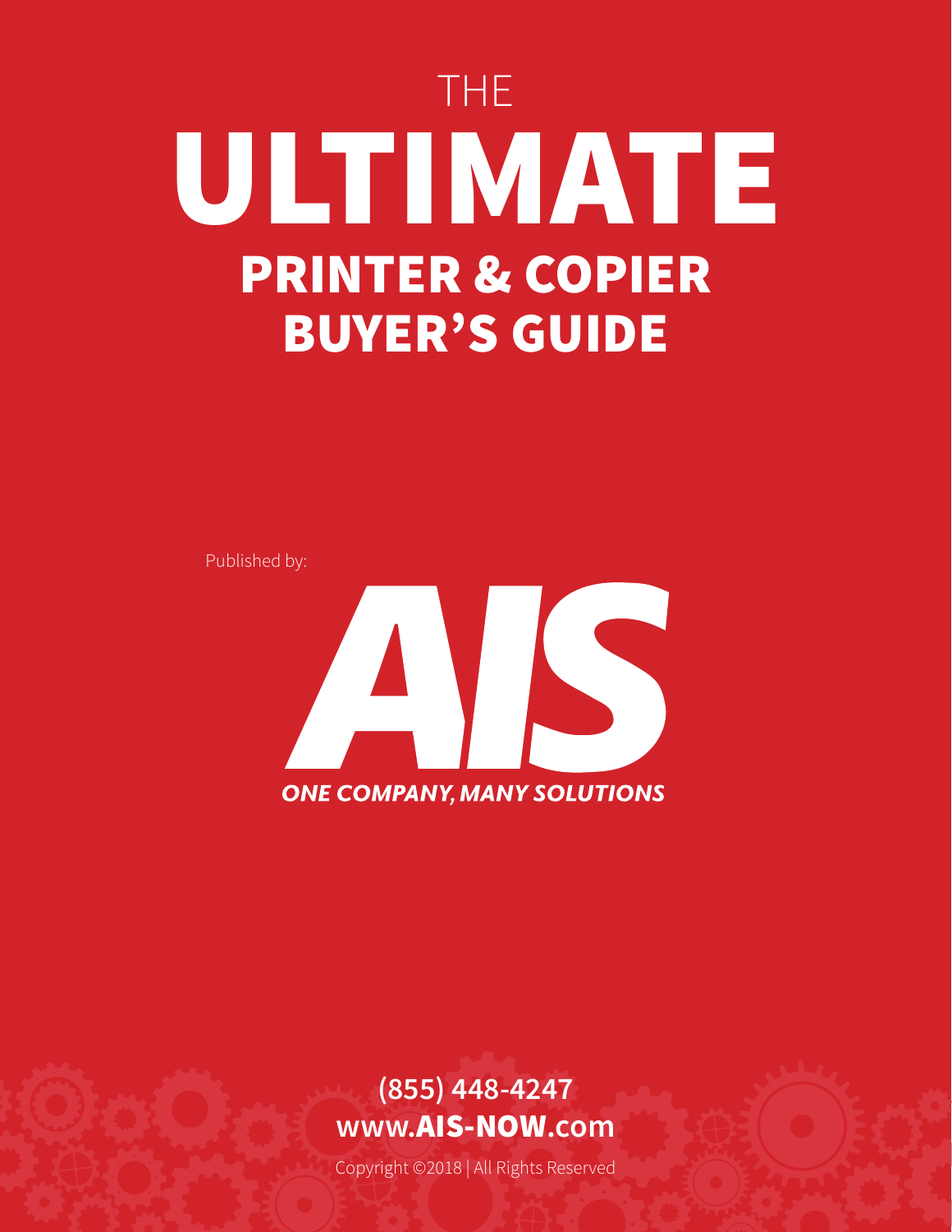# THE ULTIMATE PRINTER & COPIER BUYER'S GUIDE

Published by:

AIS

ONE COMPANY, MANY SOLUTIONS

**(855) 448-4247**

**www.AIS-NOW.com**

Copyright ©2018 | All Rights Reserved